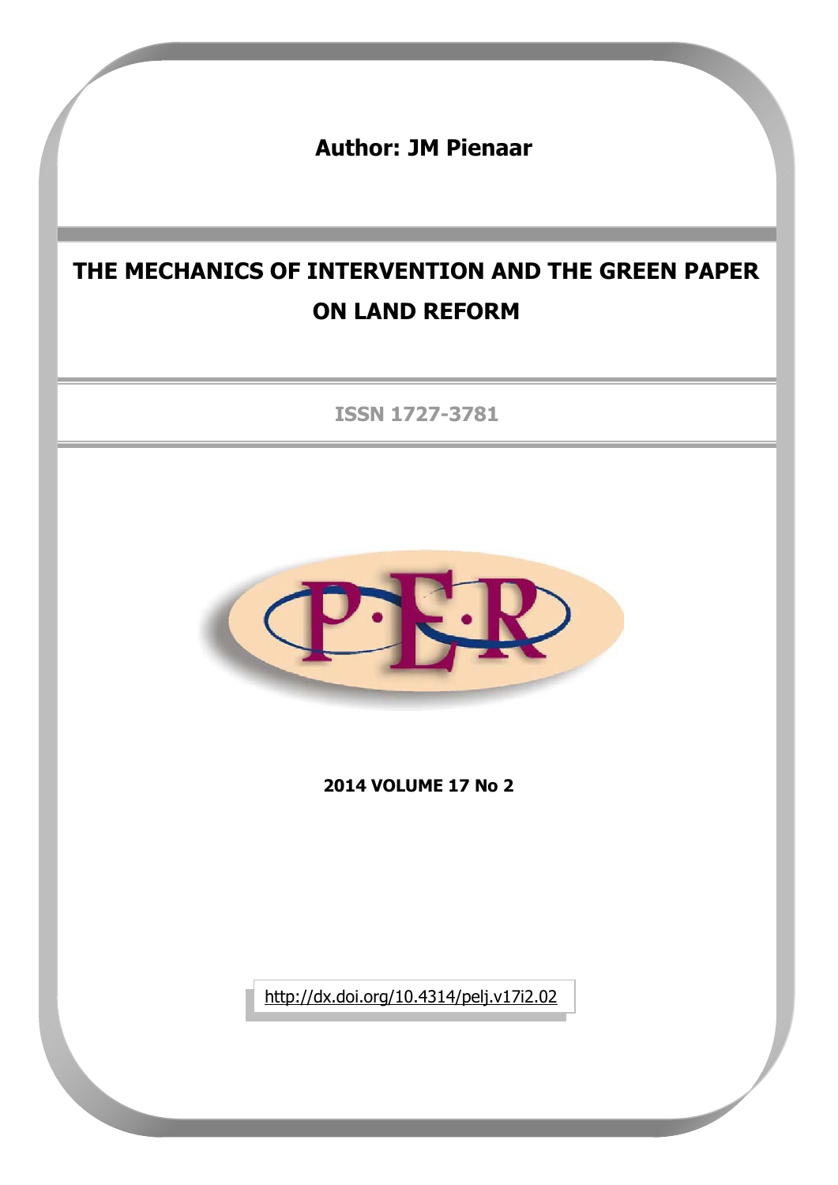**Author: JM Pienaar**

# THE MECHANICS OF INTERVENTION AND THE GREEN PAPER ON LAND REFORM

ISSN 1727-3781

**2014 VOLUME 17 No 2**

http://dx.doi.org/10.4314/pelj.v17i2.02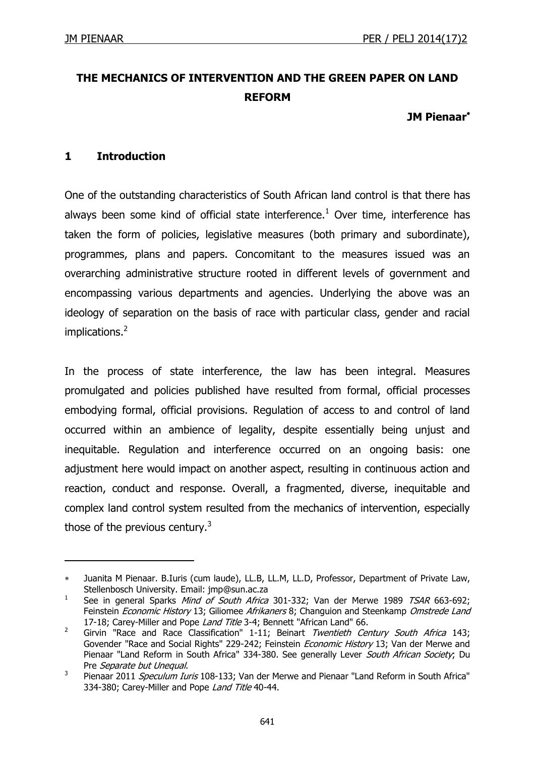# THE MECHANICS OF INTERVENTION AND THE GREEN PAPER ON LAND REFORM

**JM Pienaar***

## 1 Introduction

One of the outstanding characteristics of South African land control is that there has always been some kind of official state interference.[1] Over time, interference has taken the form of policies, legislative measures (both primary and subordinate), programmes, plans and papers. Concomitant to the measures issued was an overarching administrative structure rooted in different levels of government and encompassing various departments and agencies. Underlying the above was an ideology of separation on the basis of race with particular class, gender and racial implications.[2]

In the process of state interference, the law has been integral. Measures promulgated and policies published have resulted from formal, official processes embodying formal, official provisions. Regulation of access to and control of land occurred within an ambience of legality, despite essentially being unjust and inequitable. Regulation and interference occurred on an ongoing basis: one adjustment here would impact on another aspect, resulting in continuous action and reaction, conduct and response. Overall, a fragmented, diverse, inequitable and complex land control system resulted from the mechanics of intervention, especially those of the previous century.[3]

---

\* Juanita M Pienaar. B.Iuris (cum laude), LL.B, LL.M, LL.D, Professor, Department of Private Law, Stellenbosch University. Email: jmp@sun.ac.za

1 See in general Sparks *Mind of South Africa* 301-332; Van der Merwe 1989 *TSAR* 663-692; Feinstein *Economic History* 13; Giliomee *Afrikaners* 8; Changuion and Steenkamp *Omstrede Land* 17-18; Carey-Miller and Pope *Land Title* 3-4; Bennett "African Land" 66.

2 Girvin "Race and Race Classification" 1-11; Beinart *Twentieth Century South Africa* 143; Govender "Race and Social Rights" 229-242; Feinstein *Economic History* 13; Van der Merwe and Pienaar "Land Reform in South Africa" 334-380. See generally Lever *South African Society*; Du Pre *Separate but Unequal*.

3 Pienaar 2011 *Speculum Iuris* 108-133; Van der Merwe and Pienaar "Land Reform in South Africa" 334-380; Carey-Miller and Pope *Land Title* 40-44.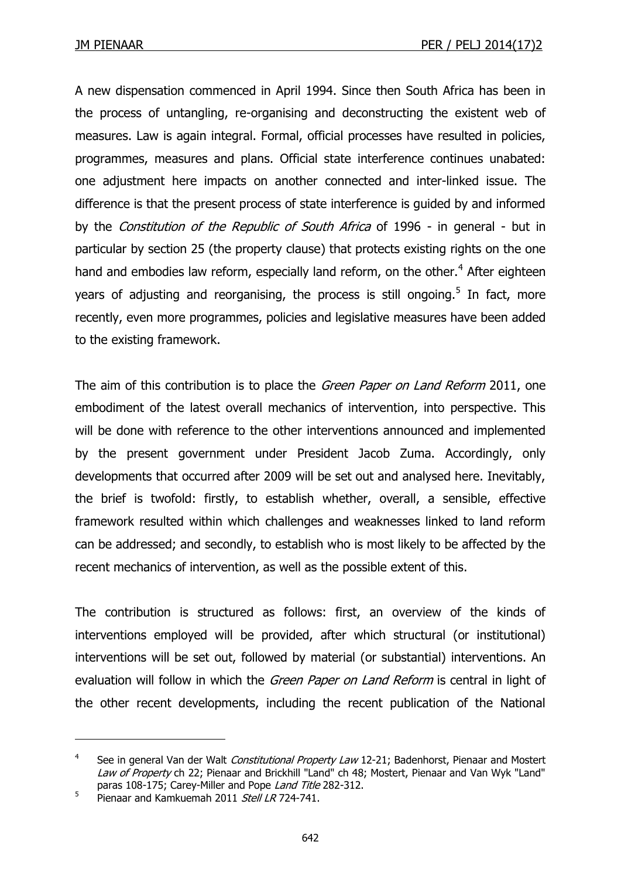A new dispensation commenced in April 1994. Since then South Africa has been in the process of untangling, re-organising and deconstructing the existent web of measures. Law is again integral. Formal, official processes have resulted in policies, programmes, measures and plans. Official state interference continues unabated: one adjustment here impacts on another connected and inter-linked issue. The difference is that the present process of state interference is guided by and informed by the *Constitution of the Republic of South Africa* of 1996 - in general - but in particular by section 25 (the property clause) that protects existing rights on the one hand and embodies law reform, especially land reform, on the other.[4] After eighteen years of adjusting and reorganising, the process is still ongoing.[5] In fact, more recently, even more programmes, policies and legislative measures have been added to the existing framework.

The aim of this contribution is to place the *Green Paper on Land Reform* 2011, one embodiment of the latest overall mechanics of intervention, into perspective. This will be done with reference to the other interventions announced and implemented by the present government under President Jacob Zuma. Accordingly, only developments that occurred after 2009 will be set out and analysed here. Inevitably, the brief is twofold: firstly, to establish whether, overall, a sensible, effective framework resulted within which challenges and weaknesses linked to land reform can be addressed; and secondly, to establish who is most likely to be affected by the recent mechanics of intervention, as well as the possible extent of this.

The contribution is structured as follows: first, an overview of the kinds of interventions employed will be provided, after which structural (or institutional) interventions will be set out, followed by material (or substantial) interventions. An evaluation will follow in which the *Green Paper on Land Reform* is central in light of the other recent developments, including the recent publication of the National

---

[4] See in general Van der Walt *Constitutional Property Law* 12-21; Badenhorst, Pienaar and Mostert *Law of Property* ch 22; Pienaar and Brickhill "Land" ch 48; Mostert, Pienaar and Van Wyk "Land" paras 108-175; Carey-Miller and Pope *Land Title* 282-312.

[5] Pienaar and Kamkuemah 2011 *Stell LR* 724-741.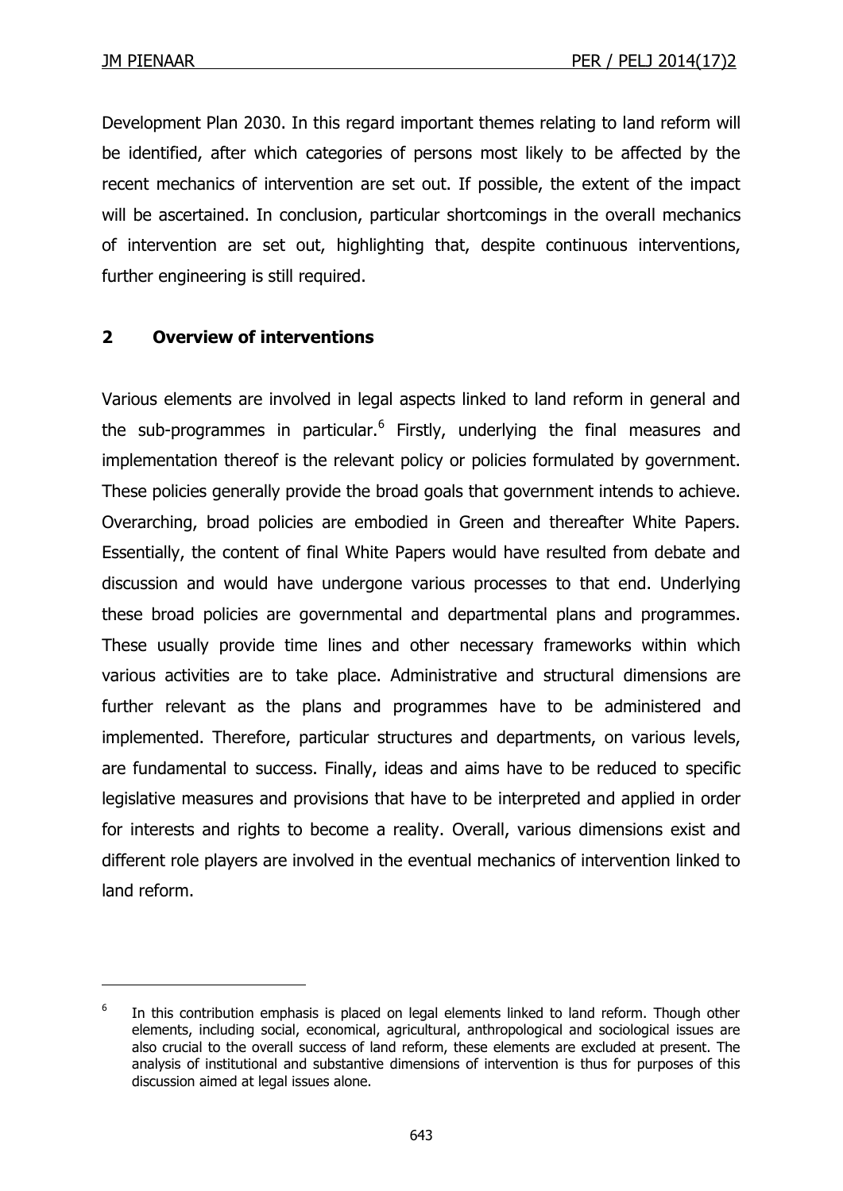Development Plan 2030. In this regard important themes relating to land reform will be identified, after which categories of persons most likely to be affected by the recent mechanics of intervention are set out. If possible, the extent of the impact will be ascertained. In conclusion, particular shortcomings in the overall mechanics of intervention are set out, highlighting that, despite continuous interventions, further engineering is still required.

## 2 Overview of interventions

Various elements are involved in legal aspects linked to land reform in general and the sub-programmes in particular.[6] Firstly, underlying the final measures and implementation thereof is the relevant policy or policies formulated by government. These policies generally provide the broad goals that government intends to achieve. Overarching, broad policies are embodied in Green and thereafter White Papers. Essentially, the content of final White Papers would have resulted from debate and discussion and would have undergone various processes to that end. Underlying these broad policies are governmental and departmental plans and programmes. These usually provide time lines and other necessary frameworks within which various activities are to take place. Administrative and structural dimensions are further relevant as the plans and programmes have to be administered and implemented. Therefore, particular structures and departments, on various levels, are fundamental to success. Finally, ideas and aims have to be reduced to specific legislative measures and provisions that have to be interpreted and applied in order for interests and rights to become a reality. Overall, various dimensions exist and different role players are involved in the eventual mechanics of intervention linked to land reform.

---

[6] In this contribution emphasis is placed on legal elements linked to land reform. Though other elements, including social, economical, agricultural, anthropological and sociological issues are also crucial to the overall success of land reform, these elements are excluded at present. The analysis of institutional and substantive dimensions of intervention is thus for purposes of this discussion aimed at legal issues alone.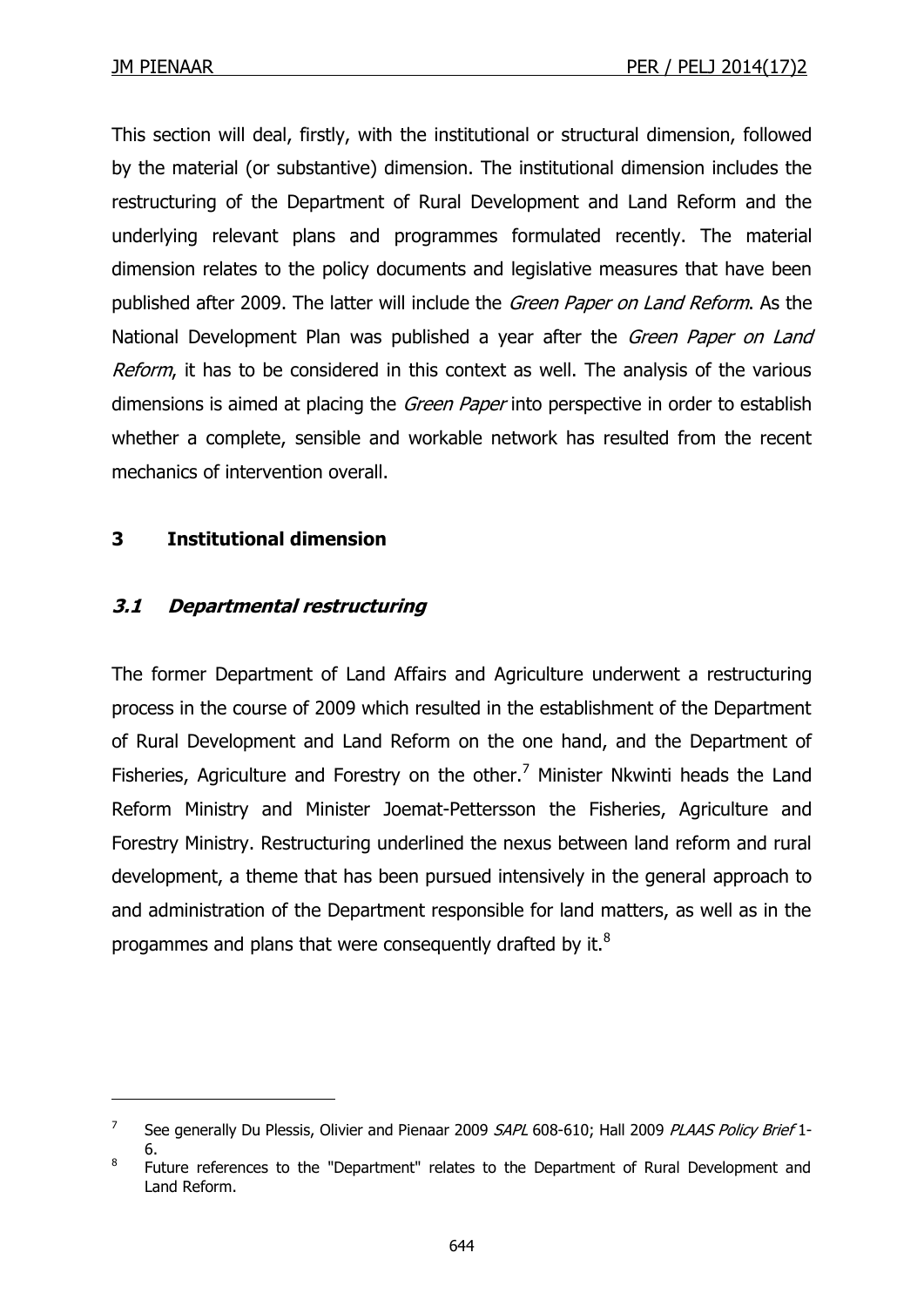This section will deal, firstly, with the institutional or structural dimension, followed by the material (or substantive) dimension. The institutional dimension includes the restructuring of the Department of Rural Development and Land Reform and the underlying relevant plans and programmes formulated recently. The material dimension relates to the policy documents and legislative measures that have been published after 2009. The latter will include the *Green Paper on Land Reform*. As the National Development Plan was published a year after the *Green Paper on Land Reform*, it has to be considered in this context as well. The analysis of the various dimensions is aimed at placing the *Green Paper* into perspective in order to establish whether a complete, sensible and workable network has resulted from the recent mechanics of intervention overall.

## 3 Institutional dimension

### *3.1 Departmental restructuring*

The former Department of Land Affairs and Agriculture underwent a restructuring process in the course of 2009 which resulted in the establishment of the Department of Rural Development and Land Reform on the one hand, and the Department of Fisheries, Agriculture and Forestry on the other.[7] Minister Nkwinti heads the Land Reform Ministry and Minister Joemat-Pettersson the Fisheries, Agriculture and Forestry Ministry. Restructuring underlined the nexus between land reform and rural development, a theme that has been pursued intensively in the general approach to and administration of the Department responsible for land matters, as well as in the progammes and plans that were consequently drafted by it.[8]

---

[7] See generally Du Plessis, Olivier and Pienaar 2009 *SAPL* 608-610; Hall 2009 *PLAAS Policy Brief* 1-6.

[8] Future references to the "Department" relates to the Department of Rural Development and Land Reform.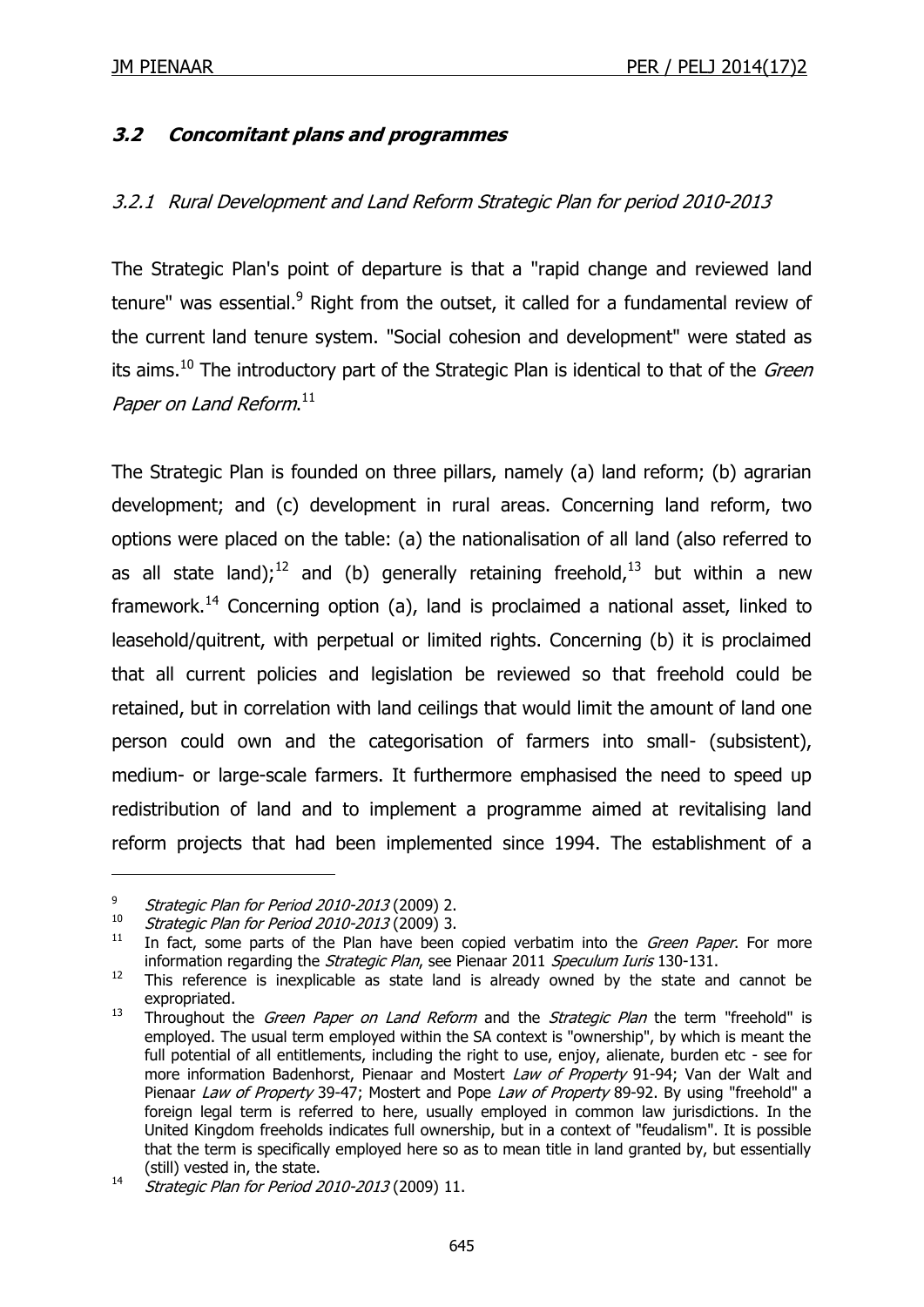### *3.2 Concomitant plans and programmes*

#### *3.2.1 Rural Development and Land Reform Strategic Plan for period 2010-2013*

The Strategic Plan's point of departure is that a "rapid change and reviewed land tenure" was essential.[9] Right from the outset, it called for a fundamental review of the current land tenure system. "Social cohesion and development" were stated as its aims.[10] The introductory part of the Strategic Plan is identical to that of the *Green Paper on Land Reform*.[11]

The Strategic Plan is founded on three pillars, namely (a) land reform; (b) agrarian development; and (c) development in rural areas. Concerning land reform, two options were placed on the table: (a) the nationalisation of all land (also referred to as all state land);[12] and (b) generally retaining freehold,[13] but within a new framework.[14] Concerning option (a), land is proclaimed a national asset, linked to leasehold/quitrent, with perpetual or limited rights. Concerning (b) it is proclaimed that all current policies and legislation be reviewed so that freehold could be retained, but in correlation with land ceilings that would limit the amount of land one person could own and the categorisation of farmers into small- (subsistent), medium- or large-scale farmers. It furthermore emphasised the need to speed up redistribution of land and to implement a programme aimed at revitalising land reform projects that had been implemented since 1994. The establishment of a

---

[9] *Strategic Plan for Period 2010-2013* (2009) 2.

[10] *Strategic Plan for Period 2010-2013* (2009) 3.

[11] In fact, some parts of the Plan have been copied verbatim into the *Green Paper*. For more information regarding the *Strategic Plan*, see Pienaar 2011 *Speculum Iuris* 130-131.

[12] This reference is inexplicable as state land is already owned by the state and cannot be expropriated.

[13] Throughout the *Green Paper on Land Reform* and the *Strategic Plan* the term "freehold" is employed. The usual term employed within the SA context is "ownership", by which is meant the full potential of all entitlements, including the right to use, enjoy, alienate, burden etc - see for more information Badenhorst, Pienaar and Mostert *Law of Property* 91-94; Van der Walt and Pienaar *Law of Property* 39-47; Mostert and Pope *Law of Property* 89-92. By using "freehold" a foreign legal term is referred to here, usually employed in common law jurisdictions. In the United Kingdom freeholds indicates full ownership, but in a context of "feudalism". It is possible that the term is specifically employed here so as to mean title in land granted by, but essentially (still) vested in, the state.

[14] *Strategic Plan for Period 2010-2013* (2009) 11.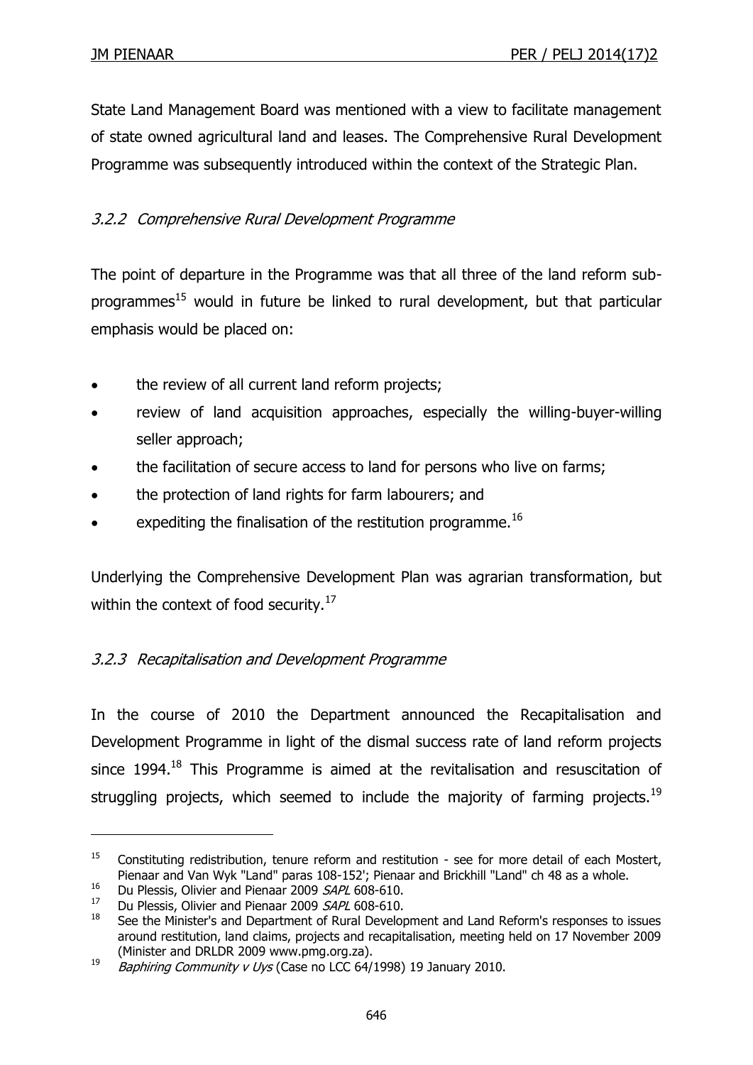State Land Management Board was mentioned with a view to facilitate management of state owned agricultural land and leases. The Comprehensive Rural Development Programme was subsequently introduced within the context of the Strategic Plan.

### *3.2.2 Comprehensive Rural Development Programme*

The point of departure in the Programme was that all three of the land reform sub-programmes[15] would in future be linked to rural development, but that particular emphasis would be placed on:

- the review of all current land reform projects;
- review of land acquisition approaches, especially the willing-buyer-willing seller approach;
- the facilitation of secure access to land for persons who live on farms;
- the protection of land rights for farm labourers; and
- expediting the finalisation of the restitution programme.[16]

Underlying the Comprehensive Development Plan was agrarian transformation, but within the context of food security.[17]

### *3.2.3 Recapitalisation and Development Programme*

In the course of 2010 the Department announced the Recapitalisation and Development Programme in light of the dismal success rate of land reform projects since 1994.[18] This Programme is aimed at the revitalisation and resuscitation of struggling projects, which seemed to include the majority of farming projects.[19]

---

[15] Constituting redistribution, tenure reform and restitution - see for more detail of each Mostert, Pienaar and Van Wyk "Land" paras 108-152'; Pienaar and Brickhill "Land" ch 48 as a whole.

[16] Du Plessis, Olivier and Pienaar 2009 *SAPL* 608-610.

[17] Du Plessis, Olivier and Pienaar 2009 *SAPL* 608-610.

[18] See the Minister's and Department of Rural Development and Land Reform's responses to issues around restitution, land claims, projects and recapitalisation, meeting held on 17 November 2009 (Minister and DRLDR 2009 www.pmg.org.za).

[19] *Baphiring Community v Uys* (Case no LCC 64/1998) 19 January 2010.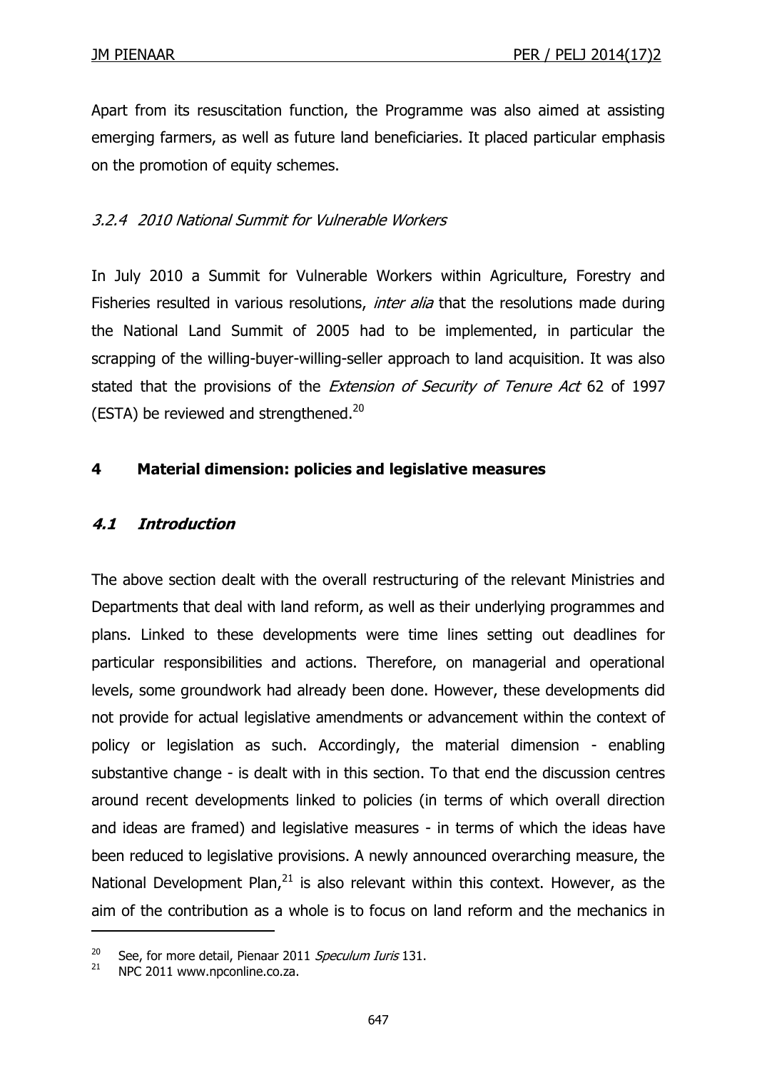Apart from its resuscitation function, the Programme was also aimed at assisting emerging farmers, as well as future land beneficiaries. It placed particular emphasis on the promotion of equity schemes.

#### *3.2.4 2010 National Summit for Vulnerable Workers*

In July 2010 a Summit for Vulnerable Workers within Agriculture, Forestry and Fisheries resulted in various resolutions, *inter alia* that the resolutions made during the National Land Summit of 2005 had to be implemented, in particular the scrapping of the willing-buyer-willing-seller approach to land acquisition. It was also stated that the provisions of the *Extension of Security of Tenure Act* 62 of 1997 (ESTA) be reviewed and strengthened.[20]

## 4 Material dimension: policies and legislative measures

### *4.1 Introduction*

The above section dealt with the overall restructuring of the relevant Ministries and Departments that deal with land reform, as well as their underlying programmes and plans. Linked to these developments were time lines setting out deadlines for particular responsibilities and actions. Therefore, on managerial and operational levels, some groundwork had already been done. However, these developments did not provide for actual legislative amendments or advancement within the context of policy or legislation as such. Accordingly, the material dimension - enabling substantive change - is dealt with in this section. To that end the discussion centres around recent developments linked to policies (in terms of which overall direction and ideas are framed) and legislative measures - in terms of which the ideas have been reduced to legislative provisions. A newly announced overarching measure, the National Development Plan,[21] is also relevant within this context. However, as the aim of the contribution as a whole is to focus on land reform and the mechanics in

---

[20] See, for more detail, Pienaar 2011 *Speculum Iuris* 131.

[21] NPC 2011 www.npconline.co.za.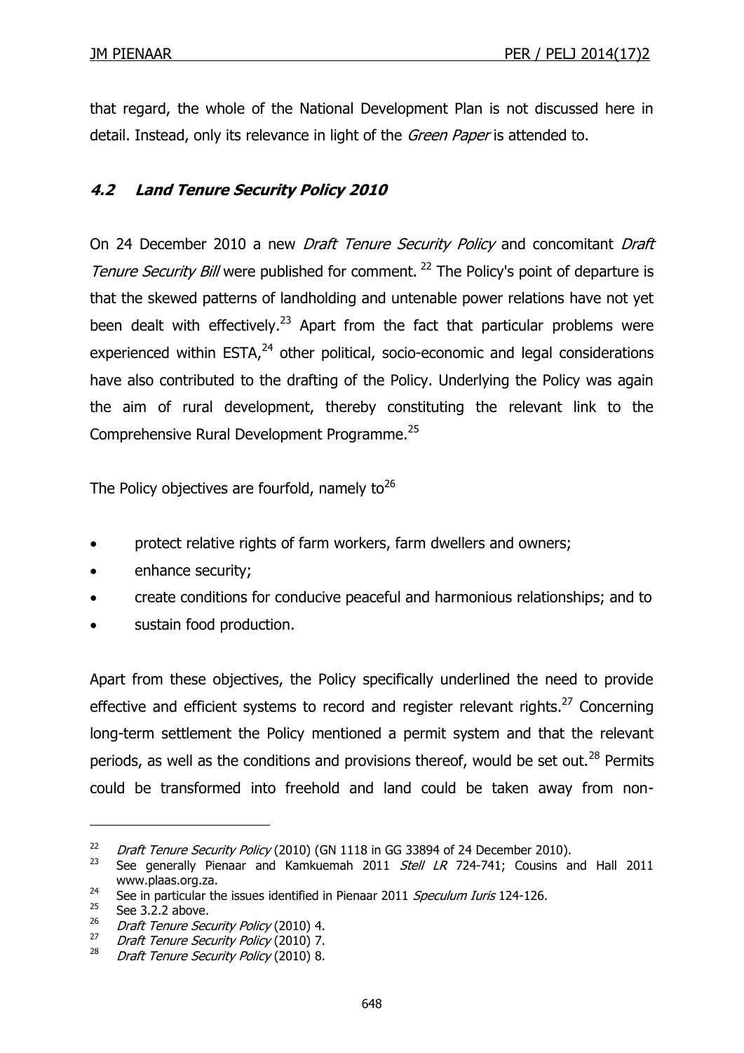that regard, the whole of the National Development Plan is not discussed here in detail. Instead, only its relevance in light of the *Green Paper* is attended to.

### *4.2 Land Tenure Security Policy 2010*

On 24 December 2010 a new *Draft Tenure Security Policy* and concomitant *Draft Tenure Security Bill* were published for comment.[22] The Policy's point of departure is that the skewed patterns of landholding and untenable power relations have not yet been dealt with effectively.[23] Apart from the fact that particular problems were experienced within ESTA,[24] other political, socio-economic and legal considerations have also contributed to the drafting of the Policy. Underlying the Policy was again the aim of rural development, thereby constituting the relevant link to the Comprehensive Rural Development Programme.[25]

The Policy objectives are fourfold, namely to[26]

- protect relative rights of farm workers, farm dwellers and owners;
- enhance security;
- create conditions for conducive peaceful and harmonious relationships; and to
- sustain food production.

Apart from these objectives, the Policy specifically underlined the need to provide effective and efficient systems to record and register relevant rights.[27] Concerning long-term settlement the Policy mentioned a permit system and that the relevant periods, as well as the conditions and provisions thereof, would be set out.[28] Permits could be transformed into freehold and land could be taken away from non-

---

[22] *Draft Tenure Security Policy* (2010) (GN 1118 in GG 33894 of 24 December 2010).

[23] See generally Pienaar and Kamkuemah 2011 *Stell LR* 724-741; Cousins and Hall 2011 www.plaas.org.za.

[24] See in particular the issues identified in Pienaar 2011 *Speculum Iuris* 124-126.

[25] See 3.2.2 above.

[26] *Draft Tenure Security Policy* (2010) 4.

[27] *Draft Tenure Security Policy* (2010) 7.

[28] *Draft Tenure Security Policy* (2010) 8.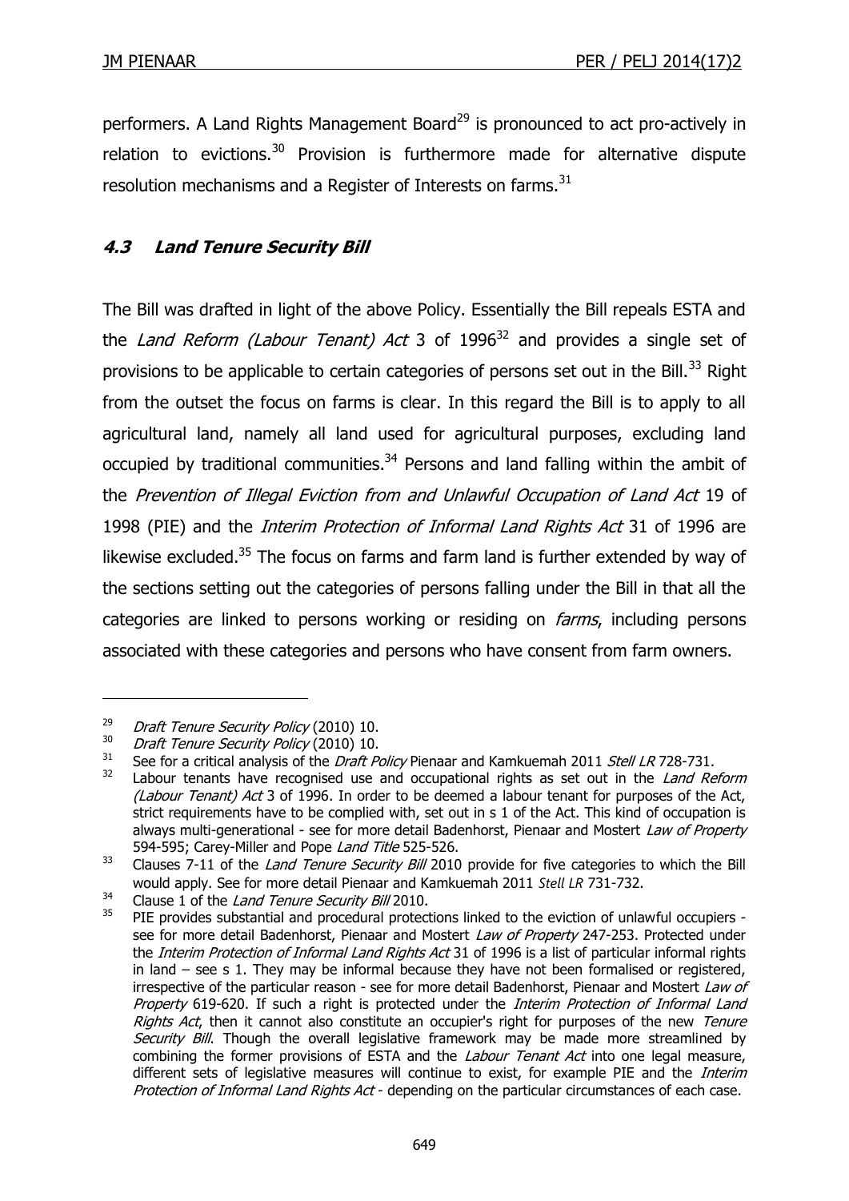performers. A Land Rights Management Board[29] is pronounced to act pro-actively in relation to evictions.[30] Provision is furthermore made for alternative dispute resolution mechanisms and a Register of Interests on farms.[31]

### *4.3 Land Tenure Security Bill*

The Bill was drafted in light of the above Policy. Essentially the Bill repeals ESTA and the *Land Reform (Labour Tenant) Act* 3 of 1996[32] and provides a single set of provisions to be applicable to certain categories of persons set out in the Bill.[33] Right from the outset the focus on farms is clear. In this regard the Bill is to apply to all agricultural land, namely all land used for agricultural purposes, excluding land occupied by traditional communities.[34] Persons and land falling within the ambit of the *Prevention of Illegal Eviction from and Unlawful Occupation of Land Act* 19 of 1998 (PIE) and the *Interim Protection of Informal Land Rights Act* 31 of 1996 are likewise excluded.[35] The focus on farms and farm land is further extended by way of the sections setting out the categories of persons falling under the Bill in that all the categories are linked to persons working or residing on *farms*, including persons associated with these categories and persons who have consent from farm owners.

---

[29] *Draft Tenure Security Policy* (2010) 10.

[30] *Draft Tenure Security Policy* (2010) 10.

[31] See for a critical analysis of the *Draft Policy* Pienaar and Kamkuemah 2011 *Stell LR* 728-731.

[32] Labour tenants have recognised use and occupational rights as set out in the *Land Reform (Labour Tenant) Act* 3 of 1996. In order to be deemed a labour tenant for purposes of the Act, strict requirements have to be complied with, set out in s 1 of the Act. This kind of occupation is always multi-generational - see for more detail Badenhorst, Pienaar and Mostert *Law of Property* 594-595; Carey-Miller and Pope *Land Title* 525-526.

[33] Clauses 7-11 of the *Land Tenure Security Bill* 2010 provide for five categories to which the Bill would apply. See for more detail Pienaar and Kamkuemah 2011 *Stell LR* 731-732.

[34] Clause 1 of the *Land Tenure Security Bill* 2010.

[35] PIE provides substantial and procedural protections linked to the eviction of unlawful occupiers - see for more detail Badenhorst, Pienaar and Mostert *Law of Property* 247-253. Protected under the *Interim Protection of Informal Land Rights Act* 31 of 1996 is a list of particular informal rights in land – see s 1. They may be informal because they have not been formalised or registered, irrespective of the particular reason - see for more detail Badenhorst, Pienaar and Mostert *Law of Property* 619-620. If such a right is protected under the *Interim Protection of Informal Land Rights Act*, then it cannot also constitute an occupier's right for purposes of the new *Tenure Security Bill*. Though the overall legislative framework may be made more streamlined by combining the former provisions of ESTA and the *Labour Tenant Act* into one legal measure, different sets of legislative measures will continue to exist, for example PIE and the *Interim Protection of Informal Land Rights Act* - depending on the particular circumstances of each case.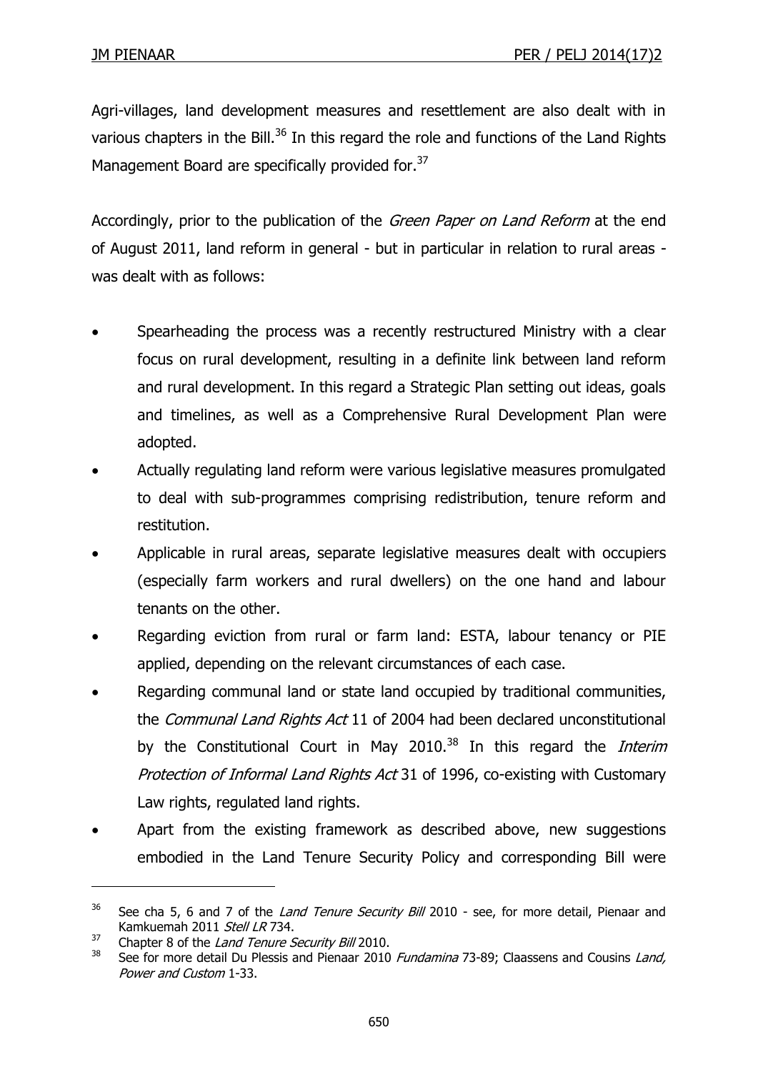Agri-villages, land development measures and resettlement are also dealt with in various chapters in the Bill.[36] In this regard the role and functions of the Land Rights Management Board are specifically provided for.[37]

Accordingly, prior to the publication of the *Green Paper on Land Reform* at the end of August 2011, land reform in general - but in particular in relation to rural areas - was dealt with as follows:

- Spearheading the process was a recently restructured Ministry with a clear focus on rural development, resulting in a definite link between land reform and rural development. In this regard a Strategic Plan setting out ideas, goals and timelines, as well as a Comprehensive Rural Development Plan were adopted.
- Actually regulating land reform were various legislative measures promulgated to deal with sub-programmes comprising redistribution, tenure reform and restitution.
- Applicable in rural areas, separate legislative measures dealt with occupiers (especially farm workers and rural dwellers) on the one hand and labour tenants on the other.
- Regarding eviction from rural or farm land: ESTA, labour tenancy or PIE applied, depending on the relevant circumstances of each case.
- Regarding communal land or state land occupied by traditional communities, the *Communal Land Rights Act* 11 of 2004 had been declared unconstitutional by the Constitutional Court in May 2010.[38] In this regard the *Interim Protection of Informal Land Rights Act* 31 of 1996, co-existing with Customary Law rights, regulated land rights.
- Apart from the existing framework as described above, new suggestions embodied in the Land Tenure Security Policy and corresponding Bill were

---

[36] See cha 5, 6 and 7 of the *Land Tenure Security Bill* 2010 - see, for more detail, Pienaar and Kamkuemah 2011 *Stell LR* 734.

[37] Chapter 8 of the *Land Tenure Security Bill* 2010.

[38] See for more detail Du Plessis and Pienaar 2010 *Fundamina* 73-89; Claassens and Cousins *Land, Power and Custom* 1-33.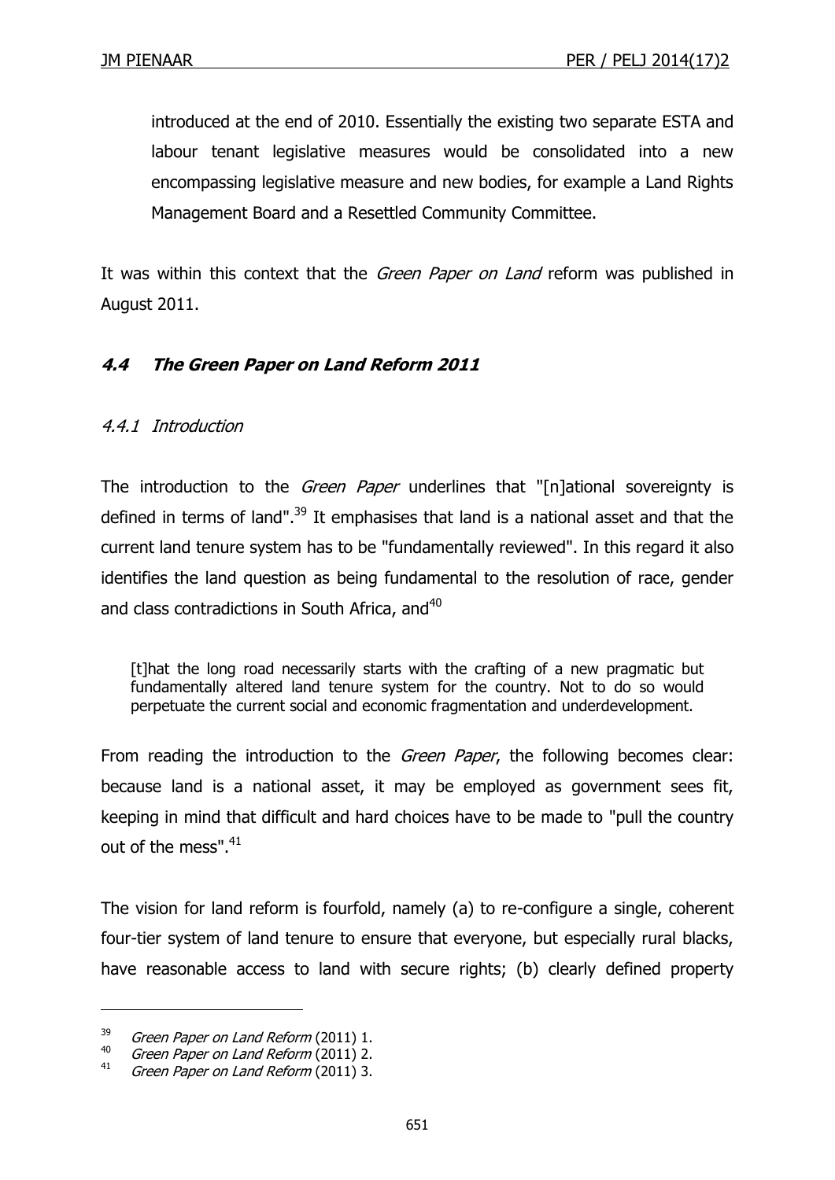introduced at the end of 2010. Essentially the existing two separate ESTA and labour tenant legislative measures would be consolidated into a new encompassing legislative measure and new bodies, for example a Land Rights Management Board and a Resettled Community Committee.

It was within this context that the *Green Paper on Land* reform was published in August 2011.

### *4.4 The Green Paper on Land Reform 2011*

#### *4.4.1 Introduction*

The introduction to the *Green Paper* underlines that "[n]ational sovereignty is defined in terms of land".[39] It emphasises that land is a national asset and that the current land tenure system has to be "fundamentally reviewed". In this regard it also identifies the land question as being fundamental to the resolution of race, gender and class contradictions in South Africa, and[40]

> [t]hat the long road necessarily starts with the crafting of a new pragmatic but fundamentally altered land tenure system for the country. Not to do so would perpetuate the current social and economic fragmentation and underdevelopment.

From reading the introduction to the *Green Paper*, the following becomes clear: because land is a national asset, it may be employed as government sees fit, keeping in mind that difficult and hard choices have to be made to "pull the country out of the mess".[41]

The vision for land reform is fourfold, namely (a) to re-configure a single, coherent four-tier system of land tenure to ensure that everyone, but especially rural blacks, have reasonable access to land with secure rights; (b) clearly defined property

---

[39] *Green Paper on Land Reform* (2011) 1.

[40] *Green Paper on Land Reform* (2011) 2.

[41] *Green Paper on Land Reform* (2011) 3.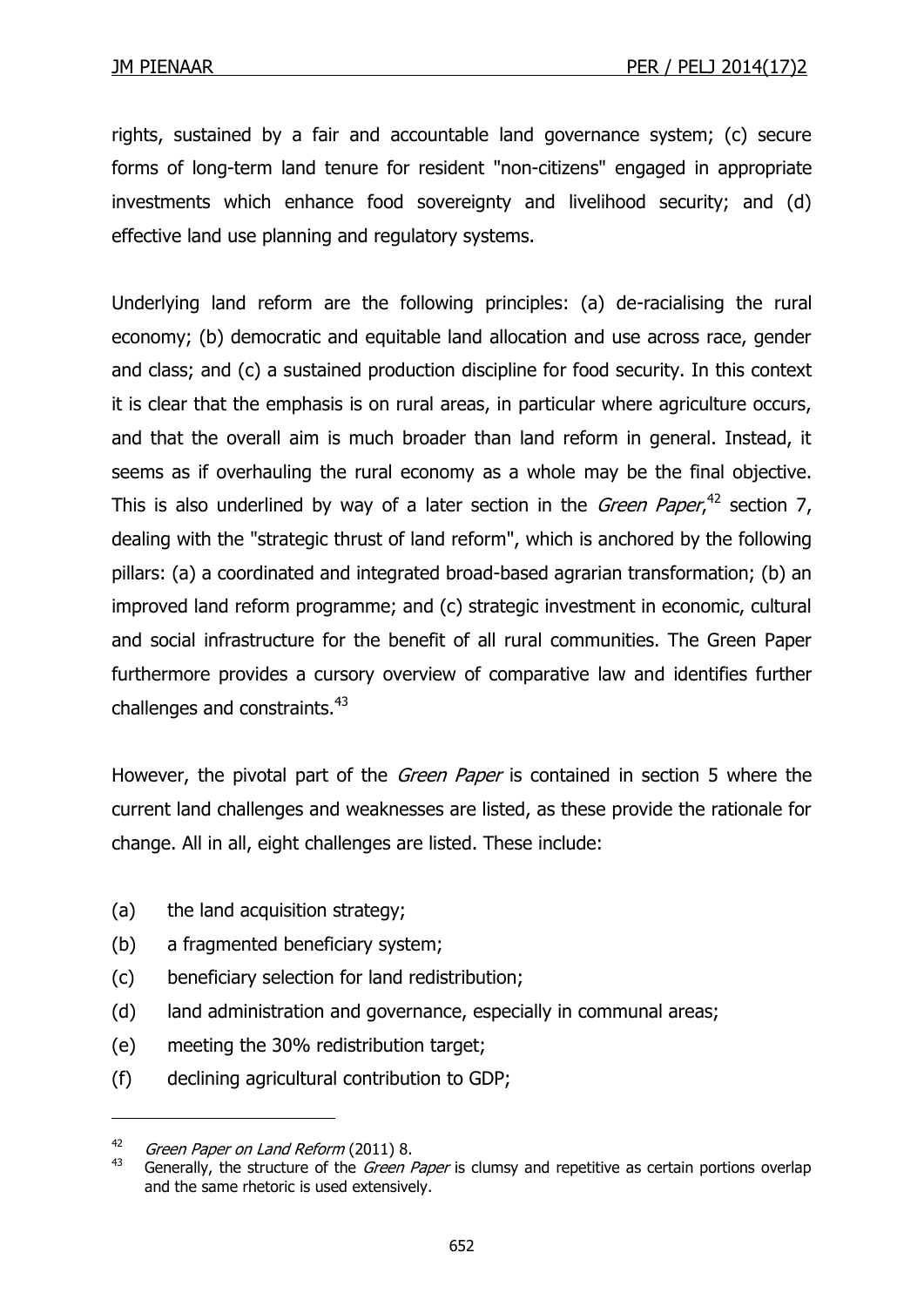rights, sustained by a fair and accountable land governance system; (c) secure forms of long-term land tenure for resident "non-citizens" engaged in appropriate investments which enhance food sovereignty and livelihood security; and (d) effective land use planning and regulatory systems.

Underlying land reform are the following principles: (a) de-racialising the rural economy; (b) democratic and equitable land allocation and use across race, gender and class; and (c) a sustained production discipline for food security. In this context it is clear that the emphasis is on rural areas, in particular where agriculture occurs, and that the overall aim is much broader than land reform in general. Instead, it seems as if overhauling the rural economy as a whole may be the final objective. This is also underlined by way of a later section in the *Green Paper*,[42] section 7, dealing with the "strategic thrust of land reform", which is anchored by the following pillars: (a) a coordinated and integrated broad-based agrarian transformation; (b) an improved land reform programme; and (c) strategic investment in economic, cultural and social infrastructure for the benefit of all rural communities. The Green Paper furthermore provides a cursory overview of comparative law and identifies further challenges and constraints.[43]

However, the pivotal part of the *Green Paper* is contained in section 5 where the current land challenges and weaknesses are listed, as these provide the rationale for change. All in all, eight challenges are listed. These include:

(a) the land acquisition strategy;
(b) a fragmented beneficiary system;
(c) beneficiary selection for land redistribution;
(d) land administration and governance, especially in communal areas;
(e) meeting the 30% redistribution target;
(f) declining agricultural contribution to GDP;

---

[42] *Green Paper on Land Reform* (2011) 8.

[43] Generally, the structure of the *Green Paper* is clumsy and repetitive as certain portions overlap and the same rhetoric is used extensively.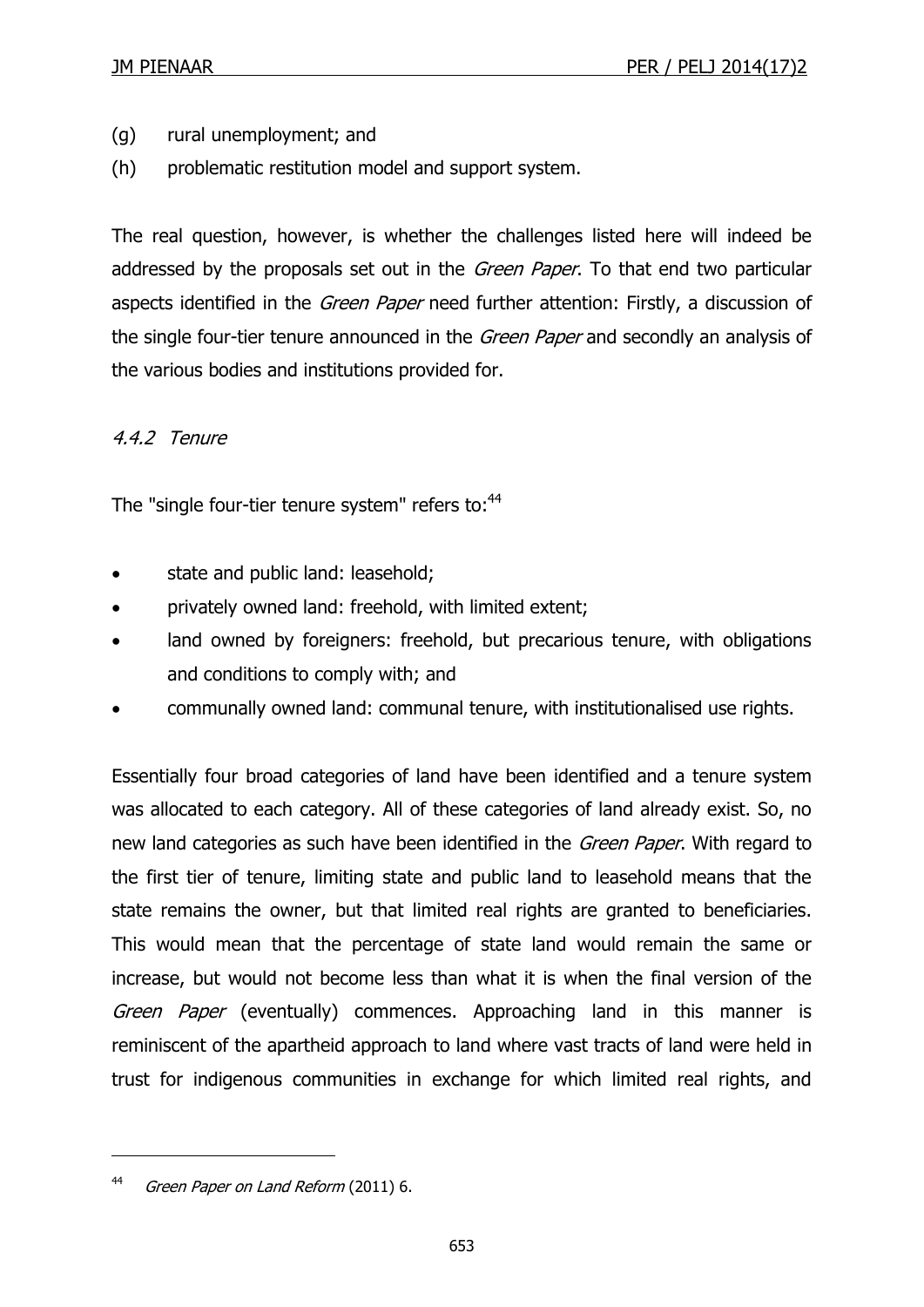(g) rural unemployment; and

(h) problematic restitution model and support system.

The real question, however, is whether the challenges listed here will indeed be addressed by the proposals set out in the *Green Paper*. To that end two particular aspects identified in the *Green Paper* need further attention: Firstly, a discussion of the single four-tier tenure announced in the *Green Paper* and secondly an analysis of the various bodies and institutions provided for.

### *4.4.2 Tenure*

The "single four-tier tenure system" refers to:[44]

- state and public land: leasehold;
- privately owned land: freehold, with limited extent;
- land owned by foreigners: freehold, but precarious tenure, with obligations and conditions to comply with; and
- communally owned land: communal tenure, with institutionalised use rights.

Essentially four broad categories of land have been identified and a tenure system was allocated to each category. All of these categories of land already exist. So, no new land categories as such have been identified in the *Green Paper*. With regard to the first tier of tenure, limiting state and public land to leasehold means that the state remains the owner, but that limited real rights are granted to beneficiaries. This would mean that the percentage of state land would remain the same or increase, but would not become less than what it is when the final version of the *Green Paper* (eventually) commences. Approaching land in this manner is reminiscent of the apartheid approach to land where vast tracts of land were held in trust for indigenous communities in exchange for which limited real rights, and

---

[44] *Green Paper on Land Reform* (2011) 6.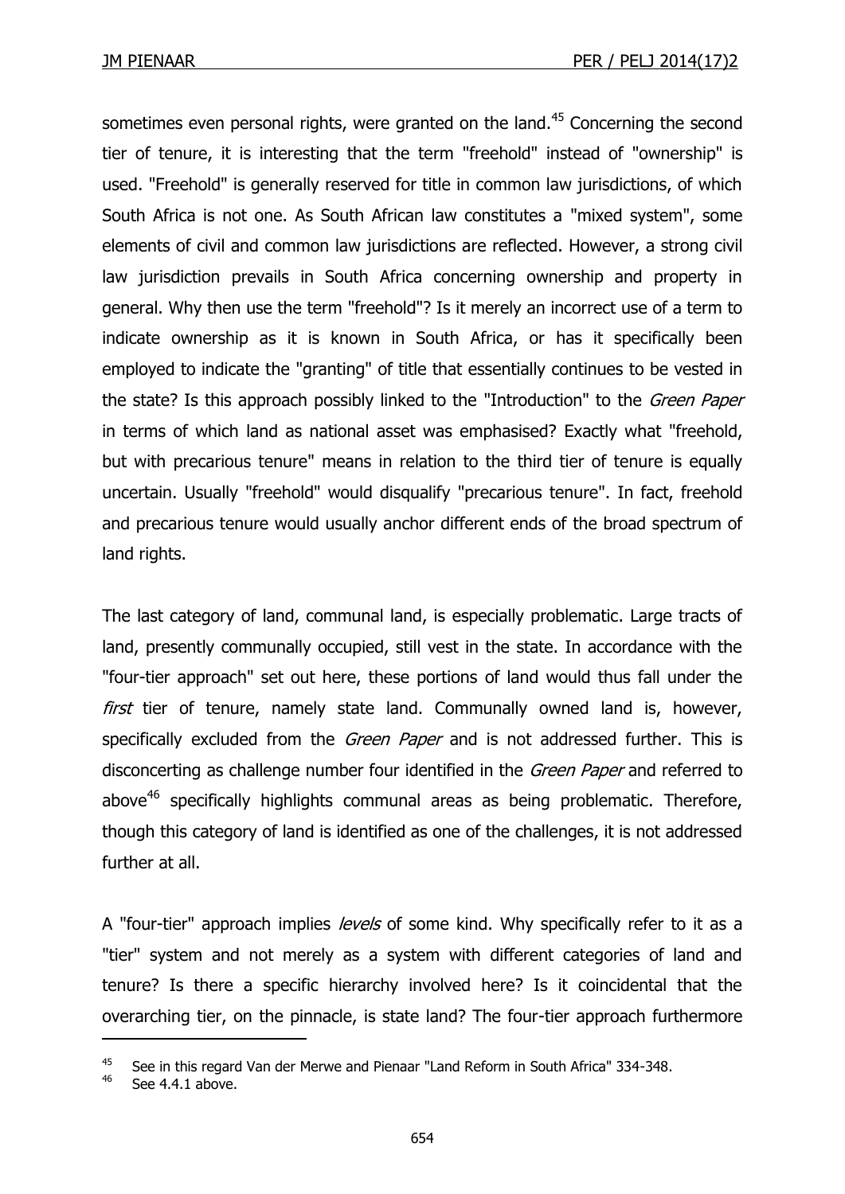sometimes even personal rights, were granted on the land.[45] Concerning the second tier of tenure, it is interesting that the term "freehold" instead of "ownership" is used. "Freehold" is generally reserved for title in common law jurisdictions, of which South Africa is not one. As South African law constitutes a "mixed system", some elements of civil and common law jurisdictions are reflected. However, a strong civil law jurisdiction prevails in South Africa concerning ownership and property in general. Why then use the term "freehold"? Is it merely an incorrect use of a term to indicate ownership as it is known in South Africa, or has it specifically been employed to indicate the "granting" of title that essentially continues to be vested in the state? Is this approach possibly linked to the "Introduction" to the *Green Paper* in terms of which land as national asset was emphasised? Exactly what "freehold, but with precarious tenure" means in relation to the third tier of tenure is equally uncertain. Usually "freehold" would disqualify "precarious tenure". In fact, freehold and precarious tenure would usually anchor different ends of the broad spectrum of land rights.

The last category of land, communal land, is especially problematic. Large tracts of land, presently communally occupied, still vest in the state. In accordance with the "four-tier approach" set out here, these portions of land would thus fall under the *first* tier of tenure, namely state land. Communally owned land is, however, specifically excluded from the *Green Paper* and is not addressed further. This is disconcerting as challenge number four identified in the *Green Paper* and referred to above[46] specifically highlights communal areas as being problematic. Therefore, though this category of land is identified as one of the challenges, it is not addressed further at all.

A "four-tier" approach implies *levels* of some kind. Why specifically refer to it as a "tier" system and not merely as a system with different categories of land and tenure? Is there a specific hierarchy involved here? Is it coincidental that the overarching tier, on the pinnacle, is state land? The four-tier approach furthermore

---

[45] See in this regard Van der Merwe and Pienaar "Land Reform in South Africa" 334-348.

[46] See 4.4.1 above.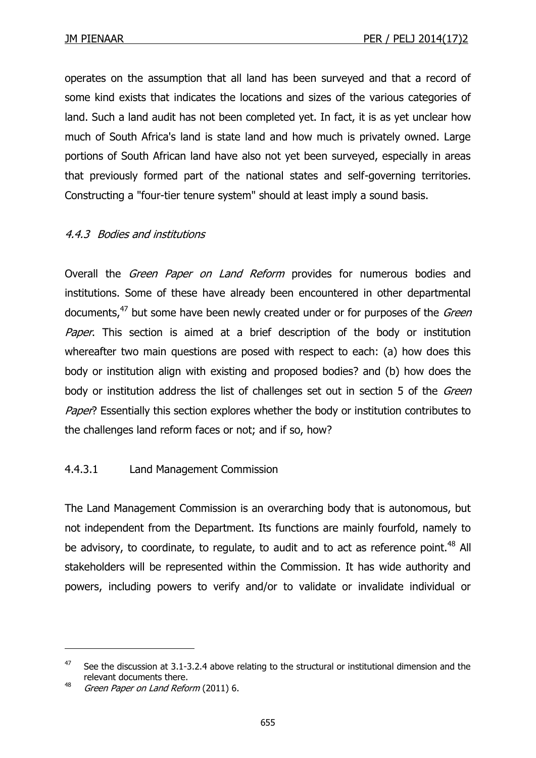operates on the assumption that all land has been surveyed and that a record of some kind exists that indicates the locations and sizes of the various categories of land. Such a land audit has not been completed yet. In fact, it is as yet unclear how much of South Africa's land is state land and how much is privately owned. Large portions of South African land have also not yet been surveyed, especially in areas that previously formed part of the national states and self-governing territories. Constructing a "four-tier tenure system" should at least imply a sound basis.

#### *4.4.3 Bodies and institutions*

Overall the *Green Paper on Land Reform* provides for numerous bodies and institutions. Some of these have already been encountered in other departmental documents,[47] but some have been newly created under or for purposes of the *Green Paper*. This section is aimed at a brief description of the body or institution whereafter two main questions are posed with respect to each: (a) how does this body or institution align with existing and proposed bodies? and (b) how does the body or institution address the list of challenges set out in section 5 of the *Green Paper*? Essentially this section explores whether the body or institution contributes to the challenges land reform faces or not; and if so, how?

##### 4.4.3.1 Land Management Commission

The Land Management Commission is an overarching body that is autonomous, but not independent from the Department. Its functions are mainly fourfold, namely to be advisory, to coordinate, to regulate, to audit and to act as reference point.[48] All stakeholders will be represented within the Commission. It has wide authority and powers, including powers to verify and/or to validate or invalidate individual or

---

[47] See the discussion at 3.1-3.2.4 above relating to the structural or institutional dimension and the relevant documents there.

[48] *Green Paper on Land Reform* (2011) 6.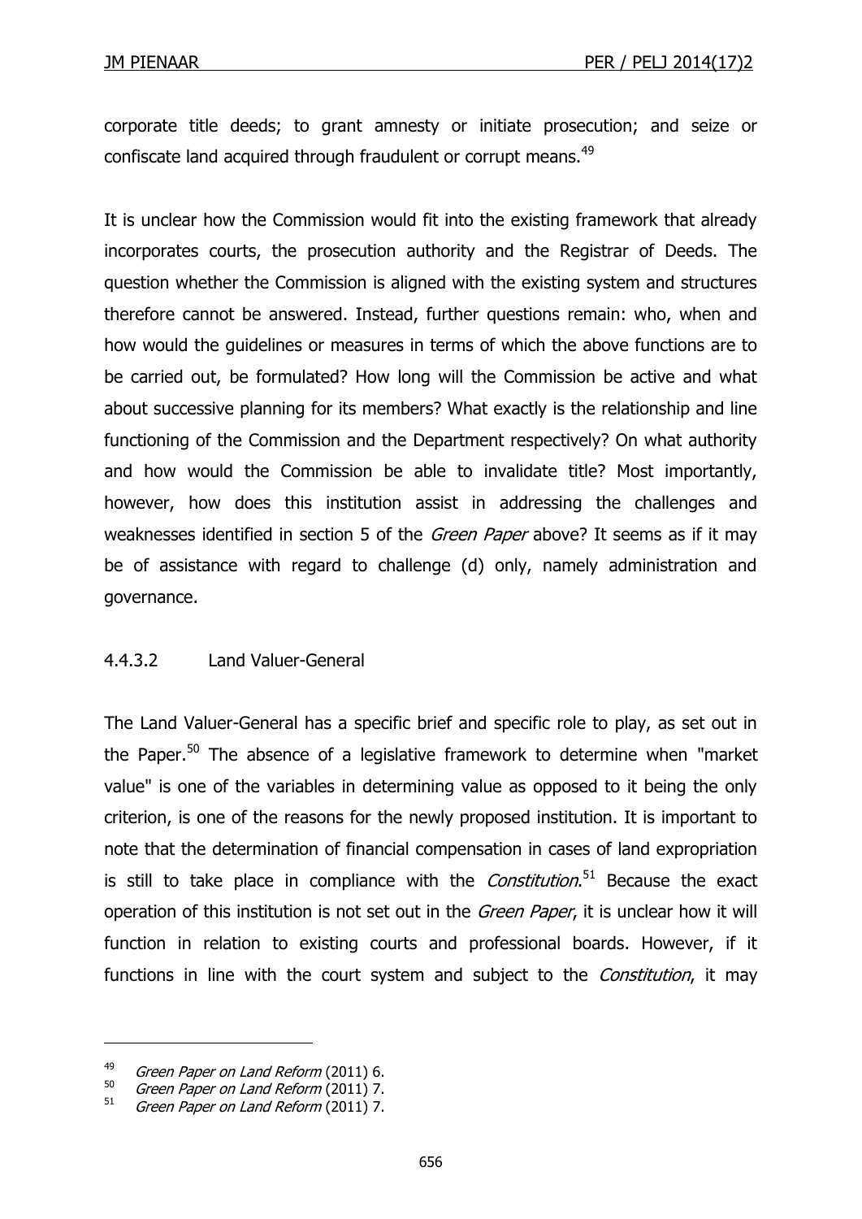corporate title deeds; to grant amnesty or initiate prosecution; and seize or confiscate land acquired through fraudulent or corrupt means.[49]

It is unclear how the Commission would fit into the existing framework that already incorporates courts, the prosecution authority and the Registrar of Deeds. The question whether the Commission is aligned with the existing system and structures therefore cannot be answered. Instead, further questions remain: who, when and how would the guidelines or measures in terms of which the above functions are to be carried out, be formulated? How long will the Commission be active and what about successive planning for its members? What exactly is the relationship and line functioning of the Commission and the Department respectively? On what authority and how would the Commission be able to invalidate title? Most importantly, however, how does this institution assist in addressing the challenges and weaknesses identified in section 5 of the *Green Paper* above? It seems as if it may be of assistance with regard to challenge (d) only, namely administration and governance.

#### 4.4.3.2 Land Valuer-General

The Land Valuer-General has a specific brief and specific role to play, as set out in the Paper.[50] The absence of a legislative framework to determine when "market value" is one of the variables in determining value as opposed to it being the only criterion, is one of the reasons for the newly proposed institution. It is important to note that the determination of financial compensation in cases of land expropriation is still to take place in compliance with the *Constitution*.[51] Because the exact operation of this institution is not set out in the *Green Paper*, it is unclear how it will function in relation to existing courts and professional boards. However, if it functions in line with the court system and subject to the *Constitution*, it may

---

[49] *Green Paper on Land Reform* (2011) 6.

[50] *Green Paper on Land Reform* (2011) 7.

[51] *Green Paper on Land Reform* (2011) 7.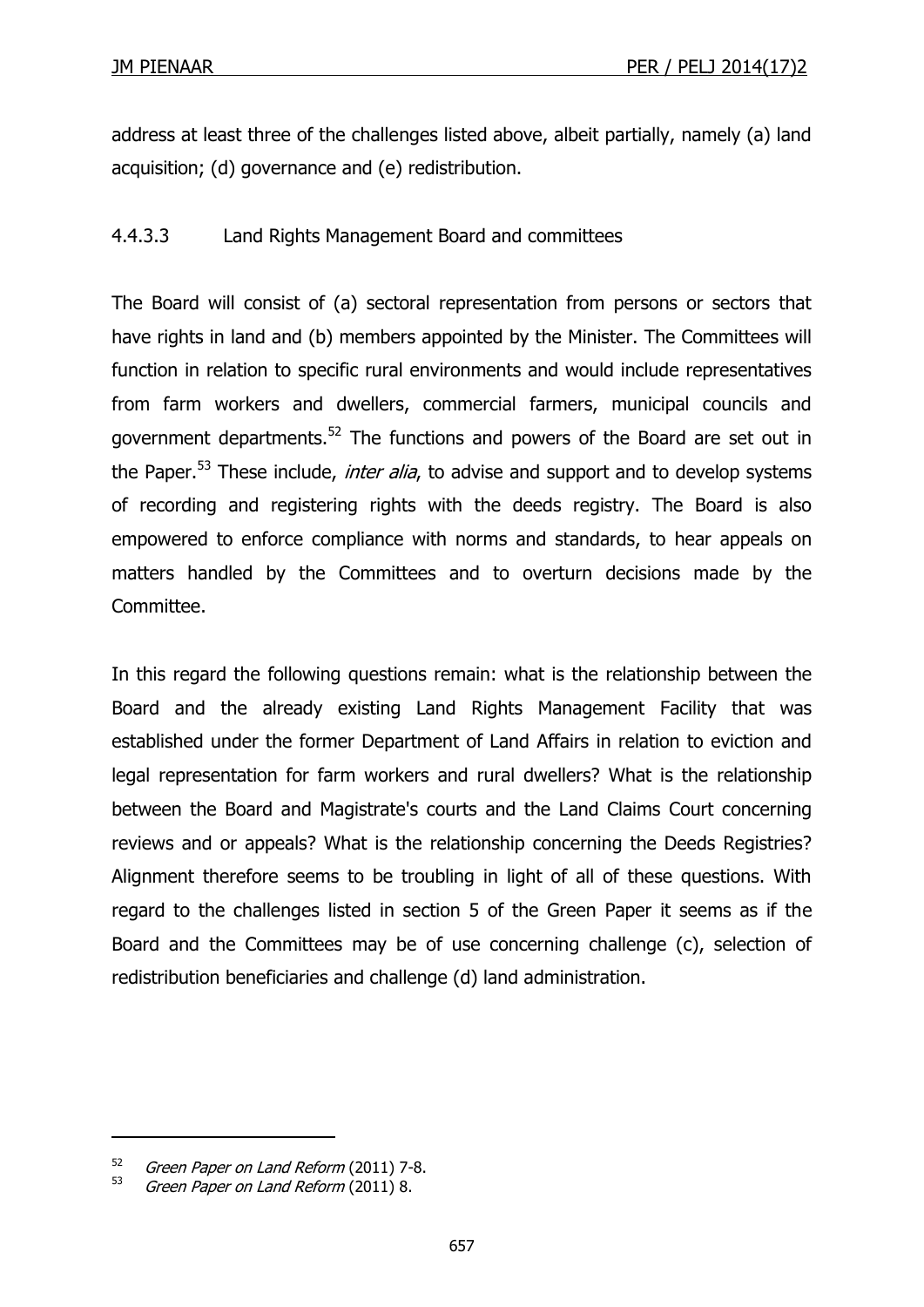address at least three of the challenges listed above, albeit partially, namely (a) land acquisition; (d) governance and (e) redistribution.

#### 4.4.3.3 Land Rights Management Board and committees

The Board will consist of (a) sectoral representation from persons or sectors that have rights in land and (b) members appointed by the Minister. The Committees will function in relation to specific rural environments and would include representatives from farm workers and dwellers, commercial farmers, municipal councils and government departments.[52] The functions and powers of the Board are set out in the Paper.[53] These include, *inter alia*, to advise and support and to develop systems of recording and registering rights with the deeds registry. The Board is also empowered to enforce compliance with norms and standards, to hear appeals on matters handled by the Committees and to overturn decisions made by the Committee.

In this regard the following questions remain: what is the relationship between the Board and the already existing Land Rights Management Facility that was established under the former Department of Land Affairs in relation to eviction and legal representation for farm workers and rural dwellers? What is the relationship between the Board and Magistrate's courts and the Land Claims Court concerning reviews and or appeals? What is the relationship concerning the Deeds Registries? Alignment therefore seems to be troubling in light of all of these questions. With regard to the challenges listed in section 5 of the Green Paper it seems as if the Board and the Committees may be of use concerning challenge (c), selection of redistribution beneficiaries and challenge (d) land administration.

---

[52] *Green Paper on Land Reform* (2011) 7-8.

[53] *Green Paper on Land Reform* (2011) 8.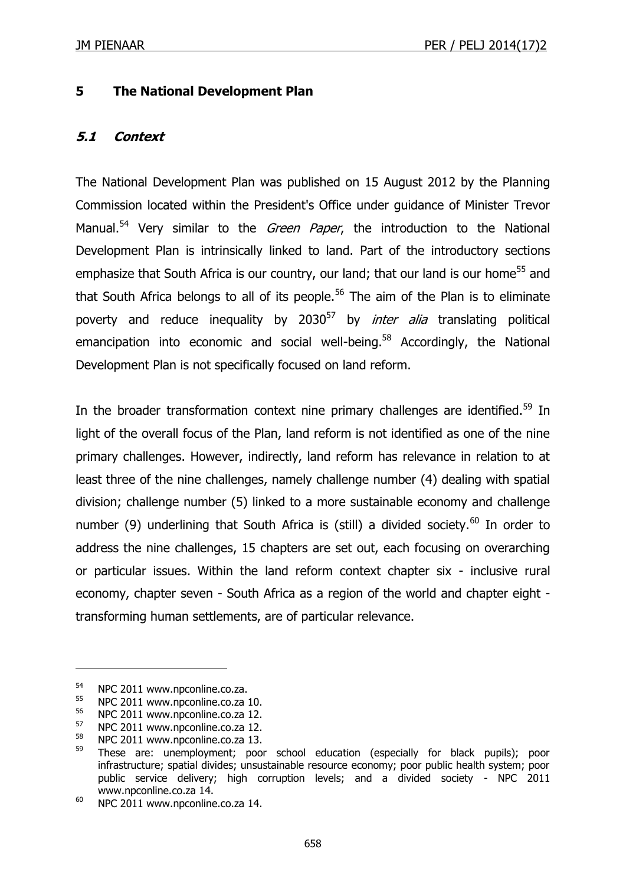## 5 The National Development Plan

### *5.1 Context*

The National Development Plan was published on 15 August 2012 by the Planning Commission located within the President's Office under guidance of Minister Trevor Manual.[54] Very similar to the *Green Paper*, the introduction to the National Development Plan is intrinsically linked to land. Part of the introductory sections emphasize that South Africa is our country, our land; that our land is our home[55] and that South Africa belongs to all of its people.[56] The aim of the Plan is to eliminate poverty and reduce inequality by 2030[57] by *inter alia* translating political emancipation into economic and social well-being.[58] Accordingly, the National Development Plan is not specifically focused on land reform.

In the broader transformation context nine primary challenges are identified.[59] In light of the overall focus of the Plan, land reform is not identified as one of the nine primary challenges. However, indirectly, land reform has relevance in relation to at least three of the nine challenges, namely challenge number (4) dealing with spatial division; challenge number (5) linked to a more sustainable economy and challenge number (9) underlining that South Africa is (still) a divided society.[60] In order to address the nine challenges, 15 chapters are set out, each focusing on overarching or particular issues. Within the land reform context chapter six - inclusive rural economy, chapter seven - South Africa as a region of the world and chapter eight - transforming human settlements, are of particular relevance.

---

[54] NPC 2011 www.npconline.co.za.

[55] NPC 2011 www.npconline.co.za 10.

[56] NPC 2011 www.npconline.co.za 12.

[57] NPC 2011 www.npconline.co.za 12.

[58] NPC 2011 www.npconline.co.za 13.

[59] These are: unemployment; poor school education (especially for black pupils); poor infrastructure; spatial divides; unsustainable resource economy; poor public health system; poor public service delivery; high corruption levels; and a divided society - NPC 2011 www.npconline.co.za 14.

[60] NPC 2011 www.npconline.co.za 14.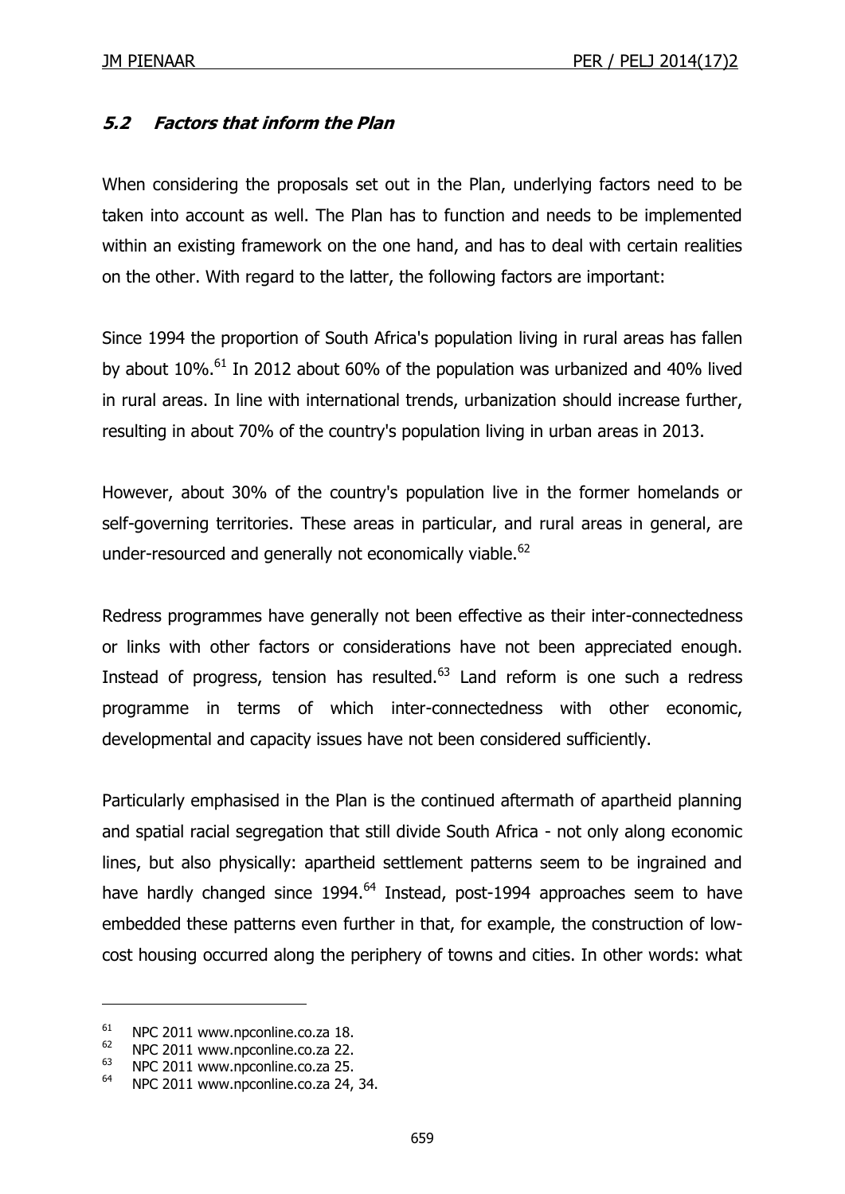### *5.2 Factors that inform the Plan*

When considering the proposals set out in the Plan, underlying factors need to be taken into account as well. The Plan has to function and needs to be implemented within an existing framework on the one hand, and has to deal with certain realities on the other. With regard to the latter, the following factors are important:

Since 1994 the proportion of South Africa's population living in rural areas has fallen by about 10%.[61] In 2012 about 60% of the population was urbanized and 40% lived in rural areas. In line with international trends, urbanization should increase further, resulting in about 70% of the country's population living in urban areas in 2013.

However, about 30% of the country's population live in the former homelands or self-governing territories. These areas in particular, and rural areas in general, are under-resourced and generally not economically viable.[62]

Redress programmes have generally not been effective as their inter-connectedness or links with other factors or considerations have not been appreciated enough. Instead of progress, tension has resulted.[63] Land reform is one such a redress programme in terms of which inter-connectedness with other economic, developmental and capacity issues have not been considered sufficiently.

Particularly emphasised in the Plan is the continued aftermath of apartheid planning and spatial racial segregation that still divide South Africa - not only along economic lines, but also physically: apartheid settlement patterns seem to be ingrained and have hardly changed since 1994.[64] Instead, post-1994 approaches seem to have embedded these patterns even further in that, for example, the construction of low-cost housing occurred along the periphery of towns and cities. In other words: what

---

[61] NPC 2011 www.npconline.co.za 18.

[62] NPC 2011 www.npconline.co.za 22.

[63] NPC 2011 www.npconline.co.za 25.

[64] NPC 2011 www.npconline.co.za 24, 34.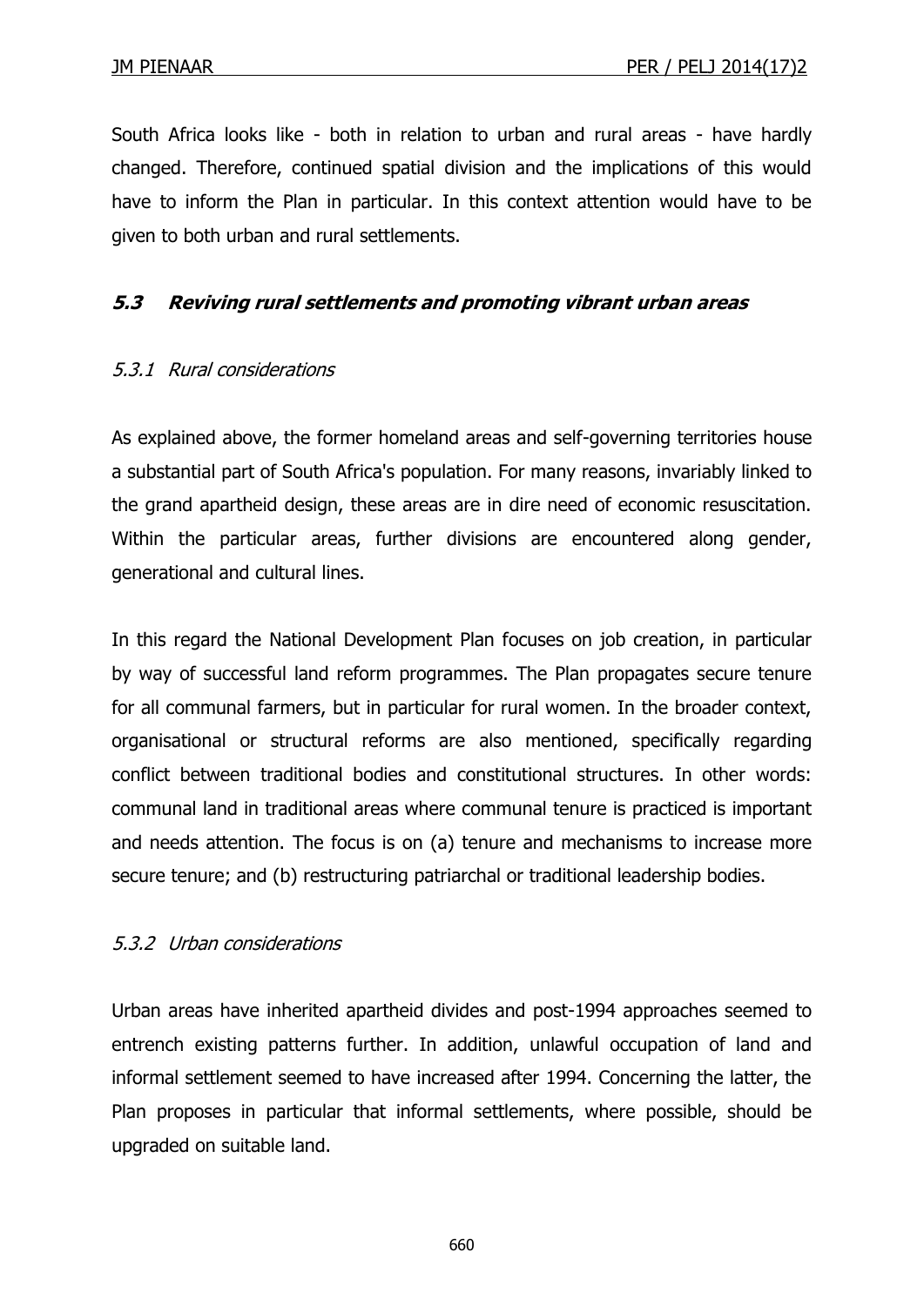South Africa looks like - both in relation to urban and rural areas - have hardly changed. Therefore, continued spatial division and the implications of this would have to inform the Plan in particular. In this context attention would have to be given to both urban and rural settlements.

### *5.3 Reviving rural settlements and promoting vibrant urban areas*

#### *5.3.1 Rural considerations*

As explained above, the former homeland areas and self-governing territories house a substantial part of South Africa's population. For many reasons, invariably linked to the grand apartheid design, these areas are in dire need of economic resuscitation. Within the particular areas, further divisions are encountered along gender, generational and cultural lines.

In this regard the National Development Plan focuses on job creation, in particular by way of successful land reform programmes. The Plan propagates secure tenure for all communal farmers, but in particular for rural women. In the broader context, organisational or structural reforms are also mentioned, specifically regarding conflict between traditional bodies and constitutional structures. In other words: communal land in traditional areas where communal tenure is practiced is important and needs attention. The focus is on (a) tenure and mechanisms to increase more secure tenure; and (b) restructuring patriarchal or traditional leadership bodies.

#### *5.3.2 Urban considerations*

Urban areas have inherited apartheid divides and post-1994 approaches seemed to entrench existing patterns further. In addition, unlawful occupation of land and informal settlement seemed to have increased after 1994. Concerning the latter, the Plan proposes in particular that informal settlements, where possible, should be upgraded on suitable land.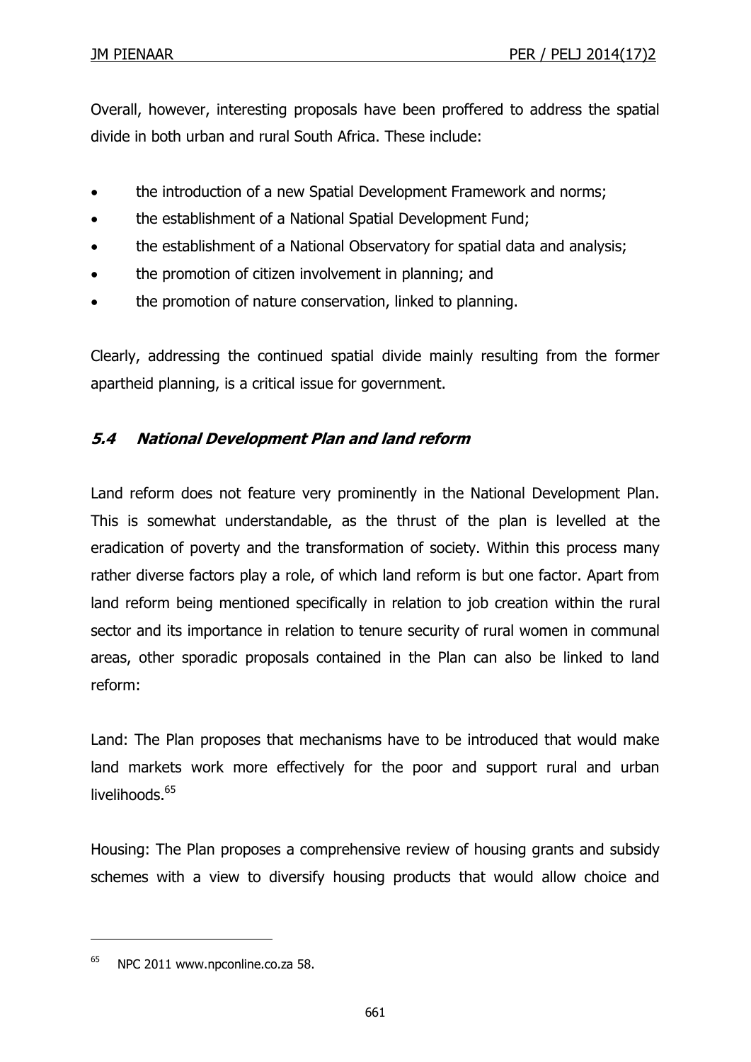Overall, however, interesting proposals have been proffered to address the spatial divide in both urban and rural South Africa. These include:

- the introduction of a new Spatial Development Framework and norms;
- the establishment of a National Spatial Development Fund;
- the establishment of a National Observatory for spatial data and analysis;
- the promotion of citizen involvement in planning; and
- the promotion of nature conservation, linked to planning.

Clearly, addressing the continued spatial divide mainly resulting from the former apartheid planning, is a critical issue for government.

### *5.4 National Development Plan and land reform*

Land reform does not feature very prominently in the National Development Plan. This is somewhat understandable, as the thrust of the plan is levelled at the eradication of poverty and the transformation of society. Within this process many rather diverse factors play a role, of which land reform is but one factor. Apart from land reform being mentioned specifically in relation to job creation within the rural sector and its importance in relation to tenure security of rural women in communal areas, other sporadic proposals contained in the Plan can also be linked to land reform:

Land: The Plan proposes that mechanisms have to be introduced that would make land markets work more effectively for the poor and support rural and urban livelihoods.[65]

Housing: The Plan proposes a comprehensive review of housing grants and subsidy schemes with a view to diversify housing products that would allow choice and

[65] NPC 2011 www.npconline.co.za 58.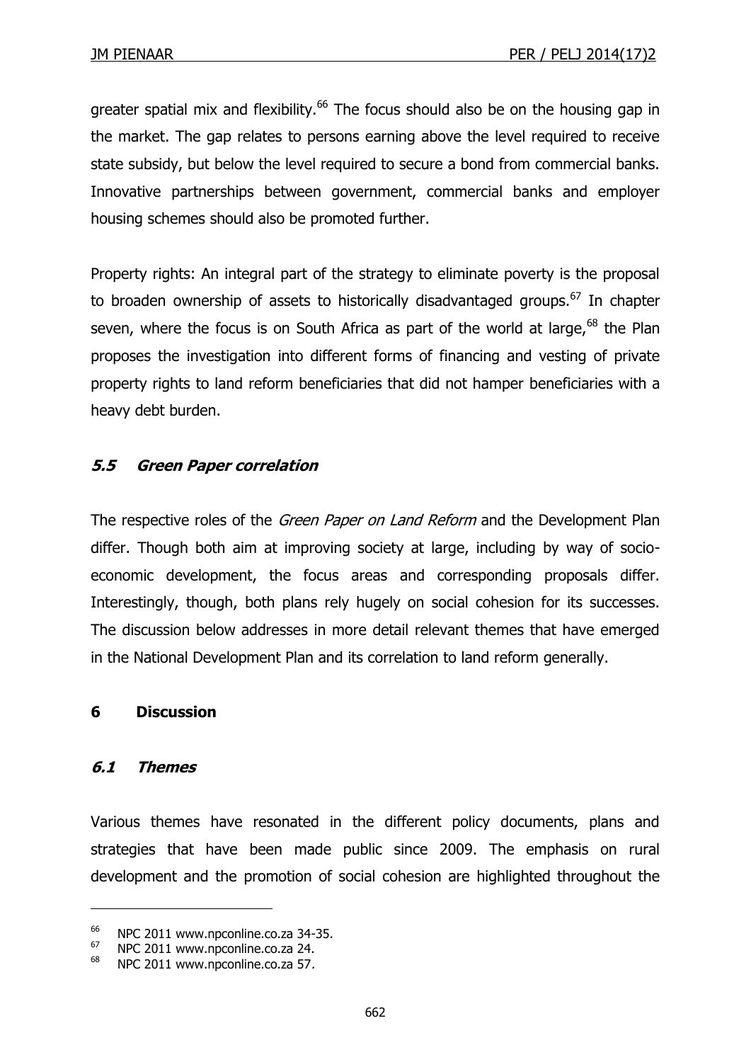greater spatial mix and flexibility.[66] The focus should also be on the housing gap in the market. The gap relates to persons earning above the level required to receive state subsidy, but below the level required to secure a bond from commercial banks. Innovative partnerships between government, commercial banks and employer housing schemes should also be promoted further.

Property rights: An integral part of the strategy to eliminate poverty is the proposal to broaden ownership of assets to historically disadvantaged groups.[67] In chapter seven, where the focus is on South Africa as part of the world at large,[68] the Plan proposes the investigation into different forms of financing and vesting of private property rights to land reform beneficiaries that did not hamper beneficiaries with a heavy debt burden.

### *5.5 Green Paper correlation*

The respective roles of the *Green Paper on Land Reform* and the Development Plan differ. Though both aim at improving society at large, including by way of socio-economic development, the focus areas and corresponding proposals differ. Interestingly, though, both plans rely hugely on social cohesion for its successes. The discussion below addresses in more detail relevant themes that have emerged in the National Development Plan and its correlation to land reform generally.

## **6 Discussion**

### *6.1 Themes*

Various themes have resonated in the different policy documents, plans and strategies that have been made public since 2009. The emphasis on rural development and the promotion of social cohesion are highlighted throughout the

---

[66] NPC 2011 www.npconline.co.za 34-35.

[67] NPC 2011 www.npconline.co.za 24.

[68] NPC 2011 www.npconline.co.za 57.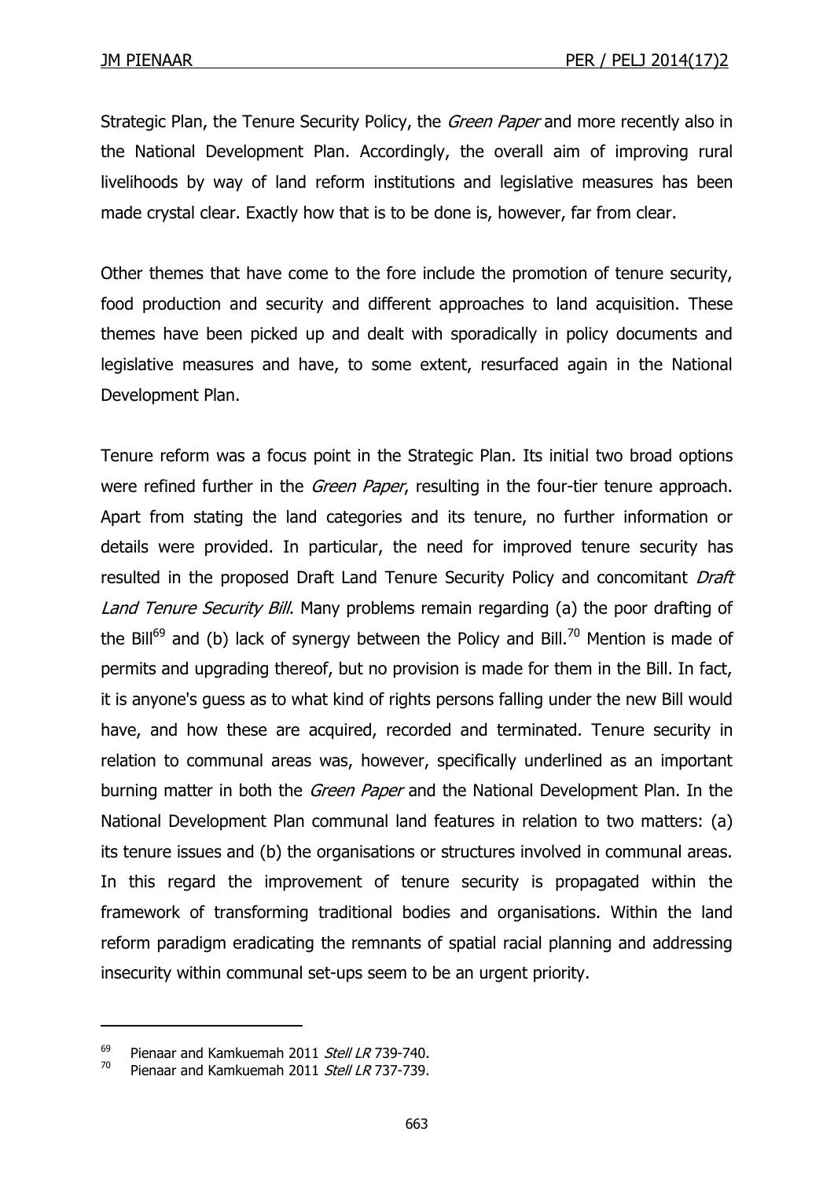Strategic Plan, the Tenure Security Policy, the *Green Paper* and more recently also in the National Development Plan. Accordingly, the overall aim of improving rural livelihoods by way of land reform institutions and legislative measures has been made crystal clear. Exactly how that is to be done is, however, far from clear.

Other themes that have come to the fore include the promotion of tenure security, food production and security and different approaches to land acquisition. These themes have been picked up and dealt with sporadically in policy documents and legislative measures and have, to some extent, resurfaced again in the National Development Plan.

Tenure reform was a focus point in the Strategic Plan. Its initial two broad options were refined further in the *Green Paper*, resulting in the four-tier tenure approach. Apart from stating the land categories and its tenure, no further information or details were provided. In particular, the need for improved tenure security has resulted in the proposed Draft Land Tenure Security Policy and concomitant *Draft Land Tenure Security Bill*. Many problems remain regarding (a) the poor drafting of the Bill[69] and (b) lack of synergy between the Policy and Bill.[70] Mention is made of permits and upgrading thereof, but no provision is made for them in the Bill. In fact, it is anyone's guess as to what kind of rights persons falling under the new Bill would have, and how these are acquired, recorded and terminated. Tenure security in relation to communal areas was, however, specifically underlined as an important burning matter in both the *Green Paper* and the National Development Plan. In the National Development Plan communal land features in relation to two matters: (a) its tenure issues and (b) the organisations or structures involved in communal areas. In this regard the improvement of tenure security is propagated within the framework of transforming traditional bodies and organisations. Within the land reform paradigm eradicating the remnants of spatial racial planning and addressing insecurity within communal set-ups seem to be an urgent priority.

---

[69] Pienaar and Kamkuemah 2011 *Stell LR* 739-740.

[70] Pienaar and Kamkuemah 2011 *Stell LR* 737-739.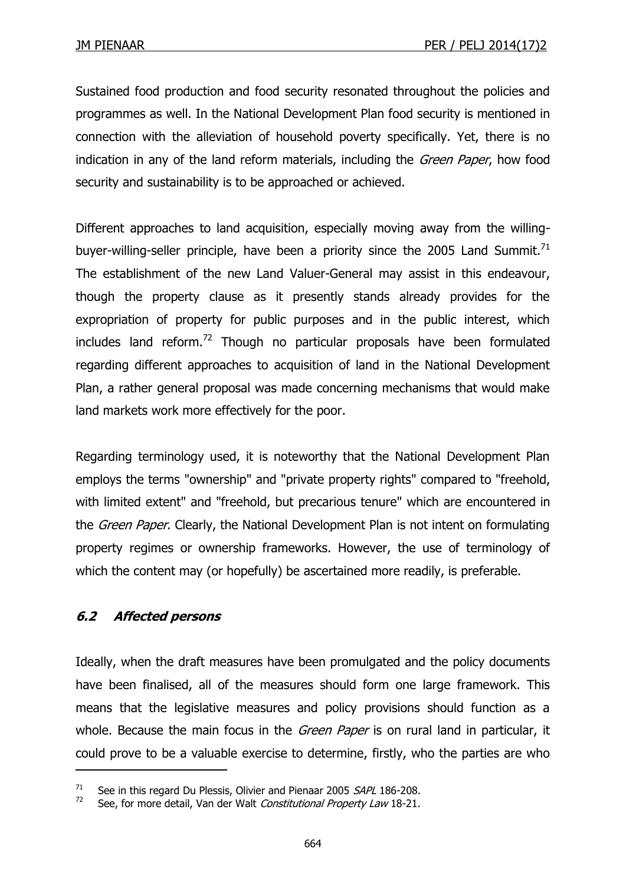Sustained food production and food security resonated throughout the policies and programmes as well. In the National Development Plan food security is mentioned in connection with the alleviation of household poverty specifically. Yet, there is no indication in any of the land reform materials, including the *Green Paper*, how food security and sustainability is to be approached or achieved.

Different approaches to land acquisition, especially moving away from the willing-buyer-willing-seller principle, have been a priority since the 2005 Land Summit.[71] The establishment of the new Land Valuer-General may assist in this endeavour, though the property clause as it presently stands already provides for the expropriation of property for public purposes and in the public interest, which includes land reform.[72] Though no particular proposals have been formulated regarding different approaches to acquisition of land in the National Development Plan, a rather general proposal was made concerning mechanisms that would make land markets work more effectively for the poor.

Regarding terminology used, it is noteworthy that the National Development Plan employs the terms "ownership" and "private property rights" compared to "freehold, with limited extent" and "freehold, but precarious tenure" which are encountered in the *Green Paper*. Clearly, the National Development Plan is not intent on formulating property regimes or ownership frameworks. However, the use of terminology of which the content may (or hopefully) be ascertained more readily, is preferable.

### ***6.2 Affected persons***

Ideally, when the draft measures have been promulgated and the policy documents have been finalised, all of the measures should form one large framework. This means that the legislative measures and policy provisions should function as a whole. Because the main focus in the *Green Paper* is on rural land in particular, it could prove to be a valuable exercise to determine, firstly, who the parties are who

---

[71] See in this regard Du Plessis, Olivier and Pienaar 2005 *SAPL* 186-208.

[72] See, for more detail, Van der Walt *Constitutional Property Law* 18-21.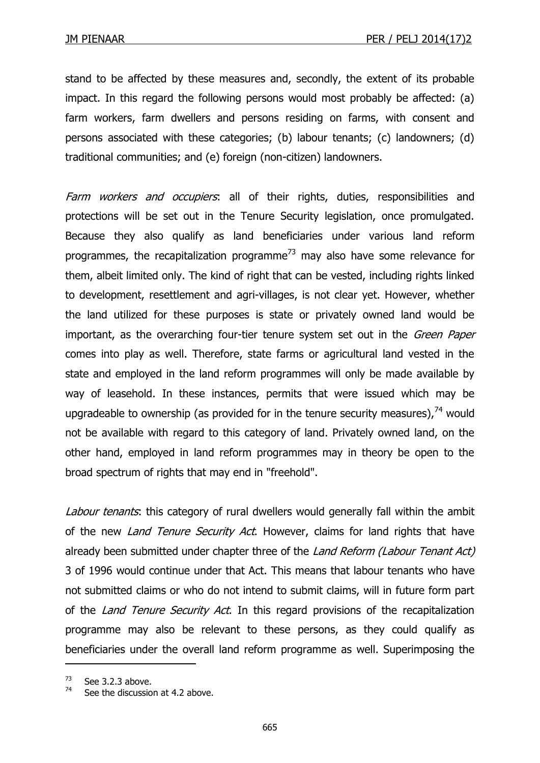stand to be affected by these measures and, secondly, the extent of its probable impact. In this regard the following persons would most probably be affected: (a) farm workers, farm dwellers and persons residing on farms, with consent and persons associated with these categories; (b) labour tenants; (c) landowners; (d) traditional communities; and (e) foreign (non-citizen) landowners.

*Farm workers and occupiers*: all of their rights, duties, responsibilities and protections will be set out in the Tenure Security legislation, once promulgated. Because they also qualify as land beneficiaries under various land reform programmes, the recapitalization programme[73] may also have some relevance for them, albeit limited only. The kind of right that can be vested, including rights linked to development, resettlement and agri-villages, is not clear yet. However, whether the land utilized for these purposes is state or privately owned land would be important, as the overarching four-tier tenure system set out in the *Green Paper* comes into play as well. Therefore, state farms or agricultural land vested in the state and employed in the land reform programmes will only be made available by way of leasehold. In these instances, permits that were issued which may be upgradeable to ownership (as provided for in the tenure security measures),[74] would not be available with regard to this category of land. Privately owned land, on the other hand, employed in land reform programmes may in theory be open to the broad spectrum of rights that may end in "freehold".

*Labour tenants*: this category of rural dwellers would generally fall within the ambit of the new *Land Tenure Security Act*. However, claims for land rights that have already been submitted under chapter three of the *Land Reform (Labour Tenant Act)* 3 of 1996 would continue under that Act. This means that labour tenants who have not submitted claims or who do not intend to submit claims, will in future form part of the *Land Tenure Security Act*. In this regard provisions of the recapitalization programme may also be relevant to these persons, as they could qualify as beneficiaries under the overall land reform programme as well. Superimposing the

---

[73] See 3.2.3 above.

[74] See the discussion at 4.2 above.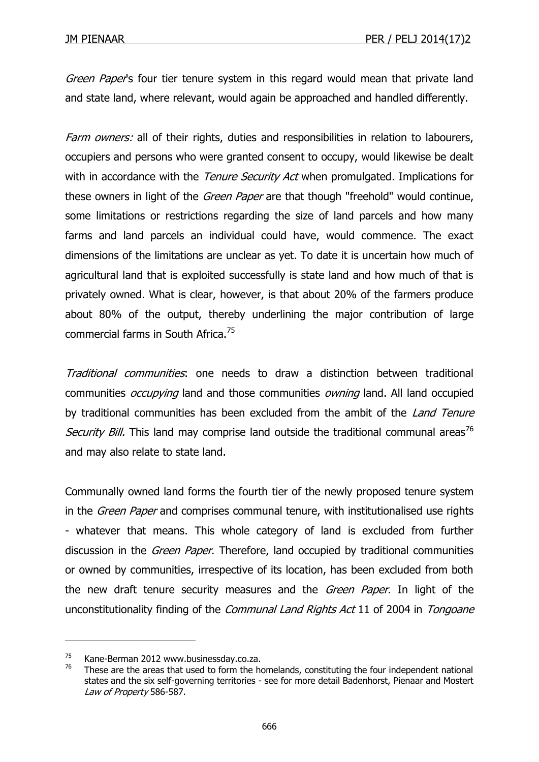*Green Paper*'s four tier tenure system in this regard would mean that private land and state land, where relevant, would again be approached and handled differently.

*Farm owners:* all of their rights, duties and responsibilities in relation to labourers, occupiers and persons who were granted consent to occupy, would likewise be dealt with in accordance with the *Tenure Security Act* when promulgated. Implications for these owners in light of the *Green Paper* are that though "freehold" would continue, some limitations or restrictions regarding the size of land parcels and how many farms and land parcels an individual could have, would commence. The exact dimensions of the limitations are unclear as yet. To date it is uncertain how much of agricultural land that is exploited successfully is state land and how much of that is privately owned. What is clear, however, is that about 20% of the farmers produce about 80% of the output, thereby underlining the major contribution of large commercial farms in South Africa.[75]

*Traditional communities*: one needs to draw a distinction between traditional communities *occupying* land and those communities *owning* land. All land occupied by traditional communities has been excluded from the ambit of the *Land Tenure Security Bill.* This land may comprise land outside the traditional communal areas[76] and may also relate to state land.

Communally owned land forms the fourth tier of the newly proposed tenure system in the *Green Paper* and comprises communal tenure, with institutionalised use rights - whatever that means. This whole category of land is excluded from further discussion in the *Green Paper*. Therefore, land occupied by traditional communities or owned by communities, irrespective of its location, has been excluded from both the new draft tenure security measures and the *Green Paper*. In light of the unconstitutionality finding of the *Communal Land Rights Act* 11 of 2004 in *Tongoane*

---

[75] Kane-Berman 2012 www.businessday.co.za.

[76] These are the areas that used to form the homelands, constituting the four independent national states and the six self-governing territories - see for more detail Badenhorst, Pienaar and Mostert *Law of Property* 586-587.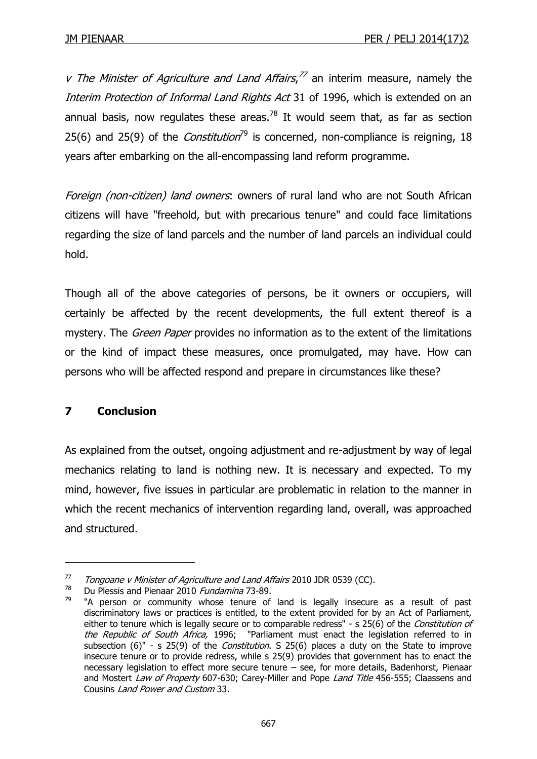*v The Minister of Agriculture and Land Affairs*,[77] an interim measure, namely the *Interim Protection of Informal Land Rights Act* 31 of 1996, which is extended on an annual basis, now regulates these areas.[78] It would seem that, as far as section 25(6) and 25(9) of the *Constitution*[79] is concerned, non-compliance is reigning, 18 years after embarking on the all-encompassing land reform programme.

*Foreign (non-citizen) land owners*: owners of rural land who are not South African citizens will have "freehold, but with precarious tenure" and could face limitations regarding the size of land parcels and the number of land parcels an individual could hold.

Though all of the above categories of persons, be it owners or occupiers, will certainly be affected by the recent developments, the full extent thereof is a mystery. The *Green Paper* provides no information as to the extent of the limitations or the kind of impact these measures, once promulgated, may have. How can persons who will be affected respond and prepare in circumstances like these?

## 7 Conclusion

As explained from the outset, ongoing adjustment and re-adjustment by way of legal mechanics relating to land is nothing new. It is necessary and expected. To my mind, however, five issues in particular are problematic in relation to the manner in which the recent mechanics of intervention regarding land, overall, was approached and structured.

---

[77] *Tongoane v Minister of Agriculture and Land Affairs* 2010 JDR 0539 (CC).

[78] Du Plessis and Pienaar 2010 *Fundamina* 73-89.

[79] "A person or community whose tenure of land is legally insecure as a result of past discriminatory laws or practices is entitled, to the extent provided for by an Act of Parliament, either to tenure which is legally secure or to comparable redress" - s 25(6) of the *Constitution of the Republic of South Africa,* 1996; "Parliament must enact the legislation referred to in subsection (6)" - s 25(9) of the *Constitution*. S 25(6) places a duty on the State to improve insecure tenure or to provide redress, while s 25(9) provides that government has to enact the necessary legislation to effect more secure tenure – see, for more details, Badenhorst, Pienaar and Mostert *Law of Property* 607-630; Carey-Miller and Pope *Land Title* 456-555; Claassens and Cousins *Land Power and Custom* 33.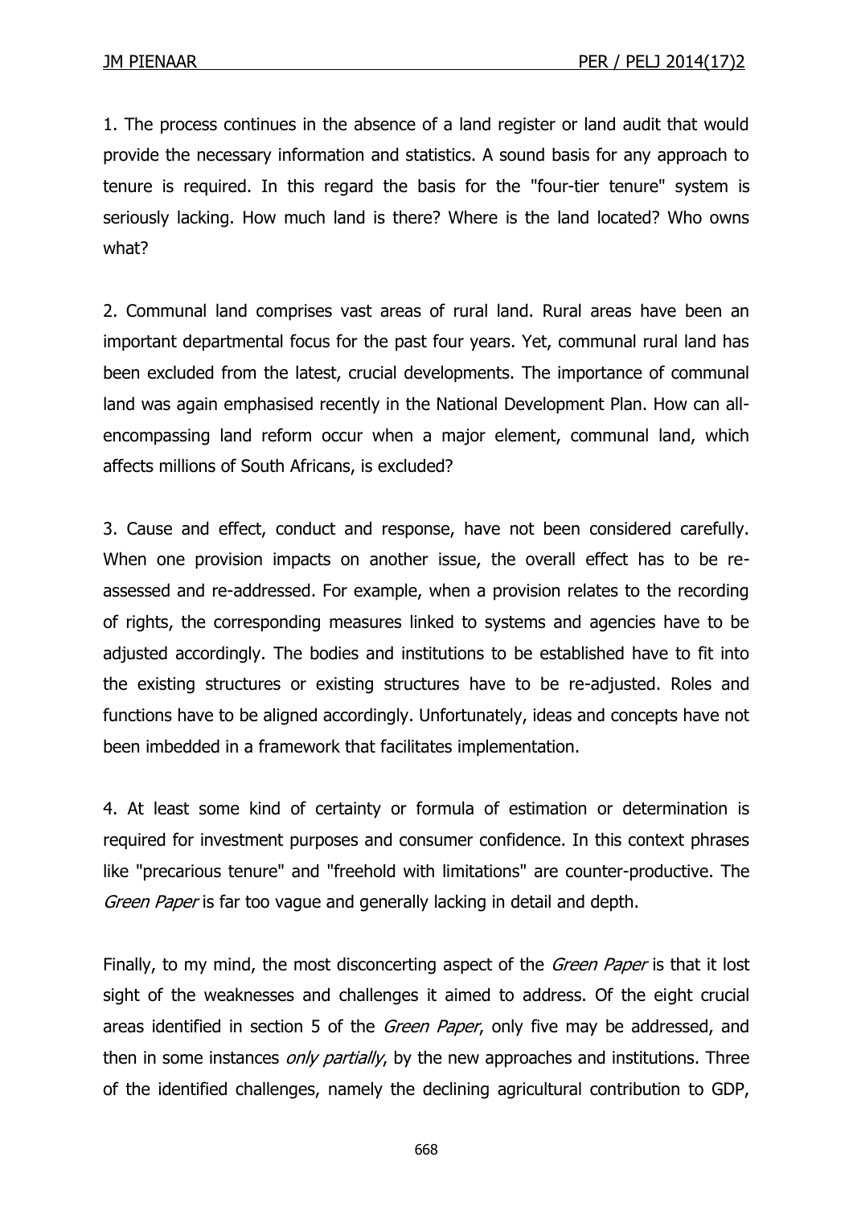1. The process continues in the absence of a land register or land audit that would provide the necessary information and statistics. A sound basis for any approach to tenure is required. In this regard the basis for the "four-tier tenure" system is seriously lacking. How much land is there? Where is the land located? Who owns what?

2. Communal land comprises vast areas of rural land. Rural areas have been an important departmental focus for the past four years. Yet, communal rural land has been excluded from the latest, crucial developments. The importance of communal land was again emphasised recently in the National Development Plan. How can all-encompassing land reform occur when a major element, communal land, which affects millions of South Africans, is excluded?

3. Cause and effect, conduct and response, have not been considered carefully. When one provision impacts on another issue, the overall effect has to be re-assessed and re-addressed. For example, when a provision relates to the recording of rights, the corresponding measures linked to systems and agencies have to be adjusted accordingly. The bodies and institutions to be established have to fit into the existing structures or existing structures have to be re-adjusted. Roles and functions have to be aligned accordingly. Unfortunately, ideas and concepts have not been imbedded in a framework that facilitates implementation.

4. At least some kind of certainty or formula of estimation or determination is required for investment purposes and consumer confidence. In this context phrases like "precarious tenure" and "freehold with limitations" are counter-productive. The *Green Paper* is far too vague and generally lacking in detail and depth.

Finally, to my mind, the most disconcerting aspect of the *Green Paper* is that it lost sight of the weaknesses and challenges it aimed to address. Of the eight crucial areas identified in section 5 of the *Green Paper*, only five may be addressed, and then in some instances *only partially*, by the new approaches and institutions. Three of the identified challenges, namely the declining agricultural contribution to GDP,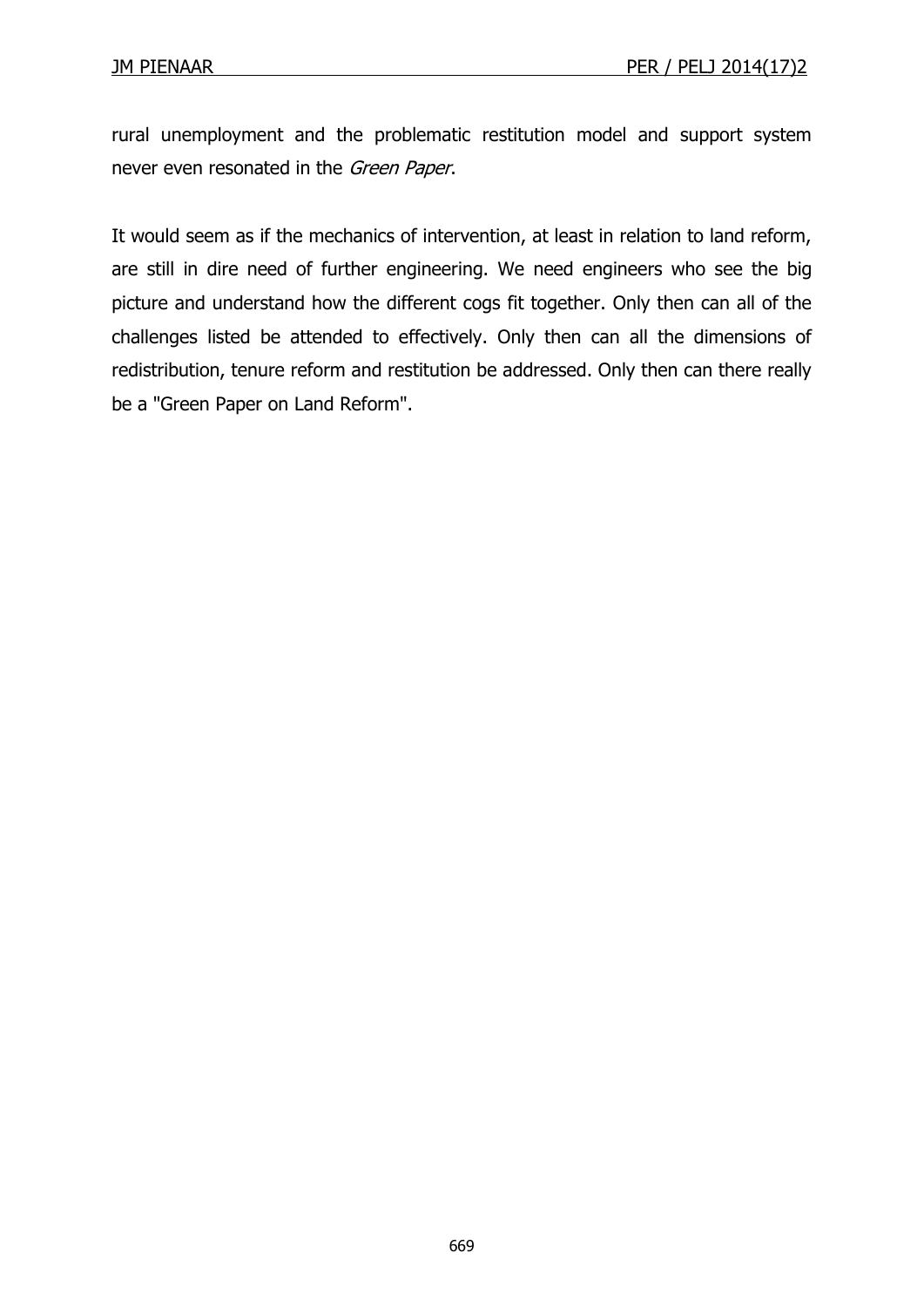rural unemployment and the problematic restitution model and support system never even resonated in the *Green Paper*.

It would seem as if the mechanics of intervention, at least in relation to land reform, are still in dire need of further engineering. We need engineers who see the big picture and understand how the different cogs fit together. Only then can all of the challenges listed be attended to effectively. Only then can all the dimensions of redistribution, tenure reform and restitution be addressed. Only then can there really be a "Green Paper on Land Reform".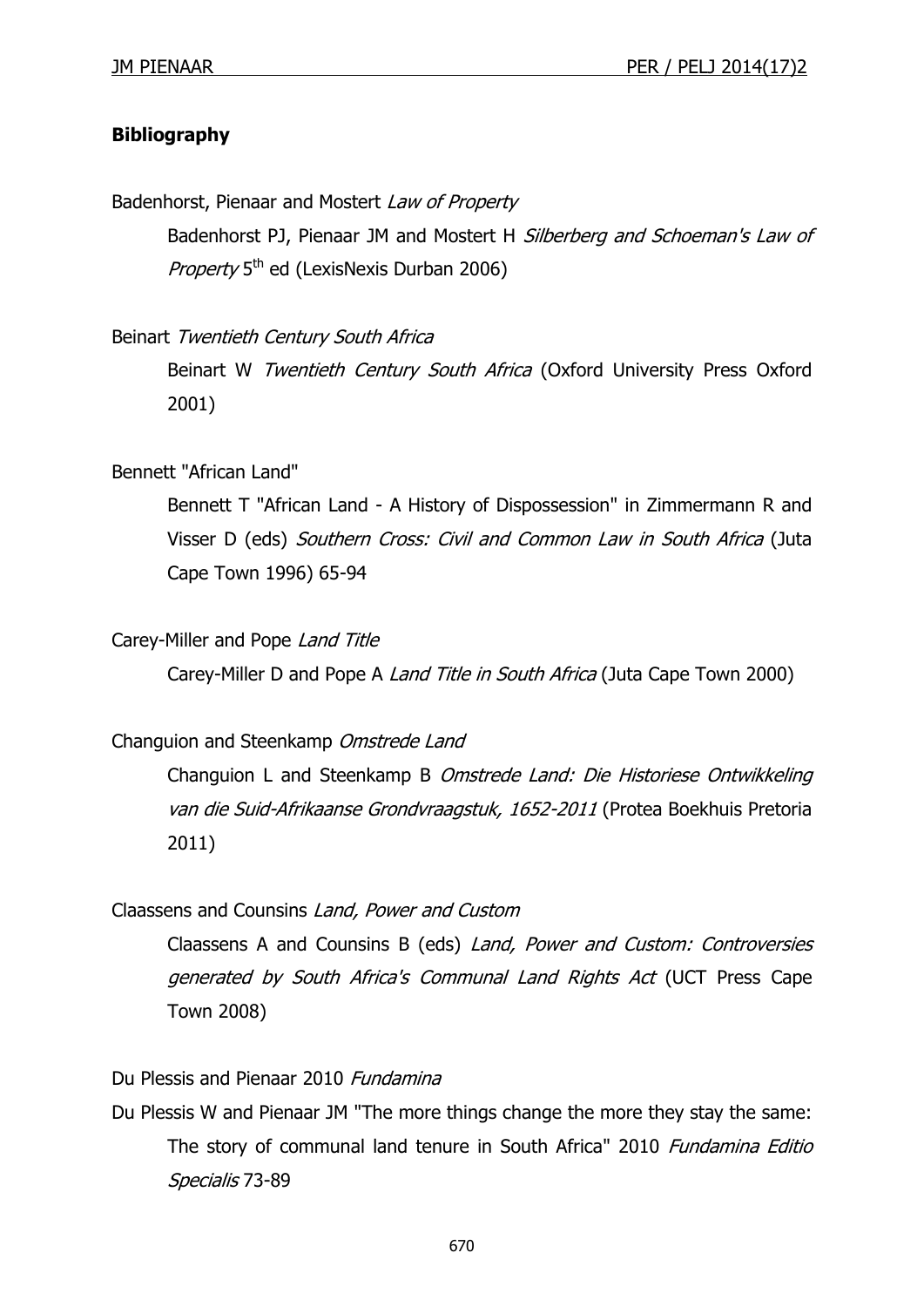**Bibliography**

Badenhorst, Pienaar and Mostert *Law of Property*

Badenhorst PJ, Pienaar JM and Mostert H *Silberberg and Schoeman's Law of Property* 5th ed (LexisNexis Durban 2006)

Beinart *Twentieth Century South Africa*

Beinart W *Twentieth Century South Africa* (Oxford University Press Oxford 2001)

Bennett "African Land"

Bennett T "African Land - A History of Dispossession" in Zimmermann R and Visser D (eds) *Southern Cross: Civil and Common Law in South Africa* (Juta Cape Town 1996) 65-94

Carey-Miller and Pope *Land Title*

Carey-Miller D and Pope A *Land Title in South Africa* (Juta Cape Town 2000)

Changuion and Steenkamp *Omstrede Land*

Changuion L and Steenkamp B *Omstrede Land: Die Historiese Ontwikkeling van die Suid-Afrikaanse Grondvraagstuk, 1652-2011* (Protea Boekhuis Pretoria 2011)

Claassens and Counsins *Land, Power and Custom*

Claassens A and Counsins B (eds) *Land, Power and Custom: Controversies generated by South Africa's Communal Land Rights Act* (UCT Press Cape Town 2008)

Du Plessis and Pienaar 2010 *Fundamina*

Du Plessis W and Pienaar JM "The more things change the more they stay the same: The story of communal land tenure in South Africa" 2010 *Fundamina Editio Specialis* 73-89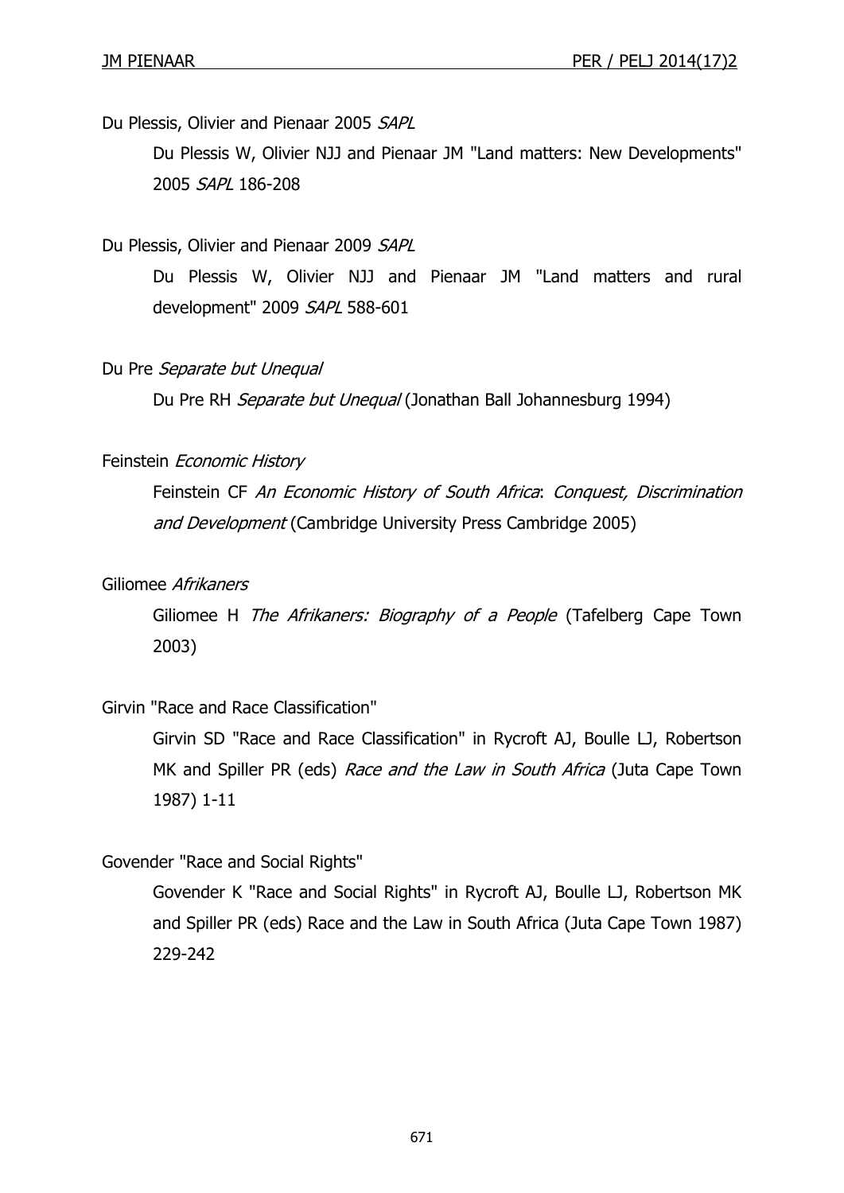Du Plessis, Olivier and Pienaar 2005 *SAPL*

Du Plessis W, Olivier NJJ and Pienaar JM "Land matters: New Developments" 2005 *SAPL* 186-208

Du Plessis, Olivier and Pienaar 2009 *SAPL*

Du Plessis W, Olivier NJJ and Pienaar JM "Land matters and rural development" 2009 *SAPL* 588-601

Du Pre *Separate but Unequal*

Du Pre RH *Separate but Unequal* (Jonathan Ball Johannesburg 1994)

Feinstein *Economic History*

Feinstein CF *An Economic History of South Africa*: *Conquest, Discrimination and Development* (Cambridge University Press Cambridge 2005)

Giliomee *Afrikaners*

Giliomee H *The Afrikaners: Biography of a People* (Tafelberg Cape Town 2003)

Girvin "Race and Race Classification"

Girvin SD "Race and Race Classification" in Rycroft AJ, Boulle LJ, Robertson MK and Spiller PR (eds) *Race and the Law in South Africa* (Juta Cape Town 1987) 1-11

Govender "Race and Social Rights"

Govender K "Race and Social Rights" in Rycroft AJ, Boulle LJ, Robertson MK and Spiller PR (eds) Race and the Law in South Africa (Juta Cape Town 1987) 229-242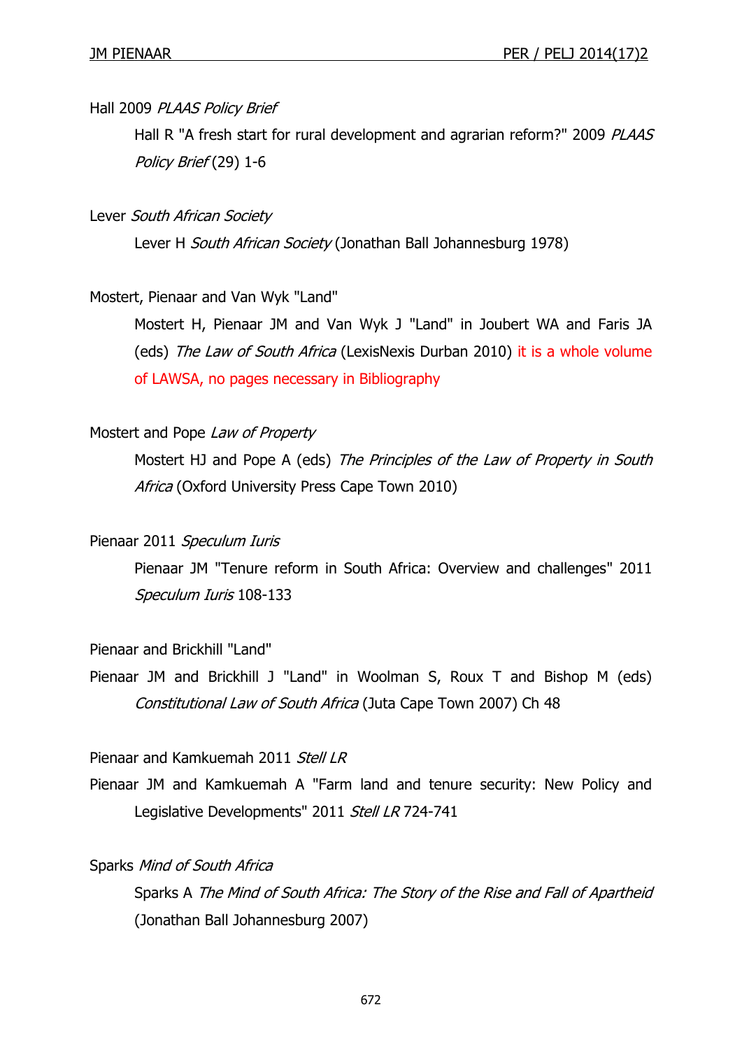Hall 2009 *PLAAS Policy Brief*

Hall R "A fresh start for rural development and agrarian reform?" 2009 *PLAAS Policy Brief* (29) 1-6

Lever *South African Society*

Lever H *South African Society* (Jonathan Ball Johannesburg 1978)

Mostert, Pienaar and Van Wyk "Land"

Mostert H, Pienaar JM and Van Wyk J "Land" in Joubert WA and Faris JA (eds) *The Law of South Africa* (LexisNexis Durban 2010) it is a whole volume of LAWSA, no pages necessary in Bibliography

Mostert and Pope *Law of Property*

Mostert HJ and Pope A (eds) *The Principles of the Law of Property in South Africa* (Oxford University Press Cape Town 2010)

Pienaar 2011 *Speculum Iuris*

Pienaar JM "Tenure reform in South Africa: Overview and challenges" 2011 *Speculum Iuris* 108-133

Pienaar and Brickhill "Land"

Pienaar JM and Brickhill J "Land" in Woolman S, Roux T and Bishop M (eds) *Constitutional Law of South Africa* (Juta Cape Town 2007) Ch 48

Pienaar and Kamkuemah 2011 *Stell LR*

Pienaar JM and Kamkuemah A "Farm land and tenure security: New Policy and Legislative Developments" 2011 *Stell LR* 724-741

Sparks *Mind of South Africa*

Sparks A *The Mind of South Africa: The Story of the Rise and Fall of Apartheid* (Jonathan Ball Johannesburg 2007)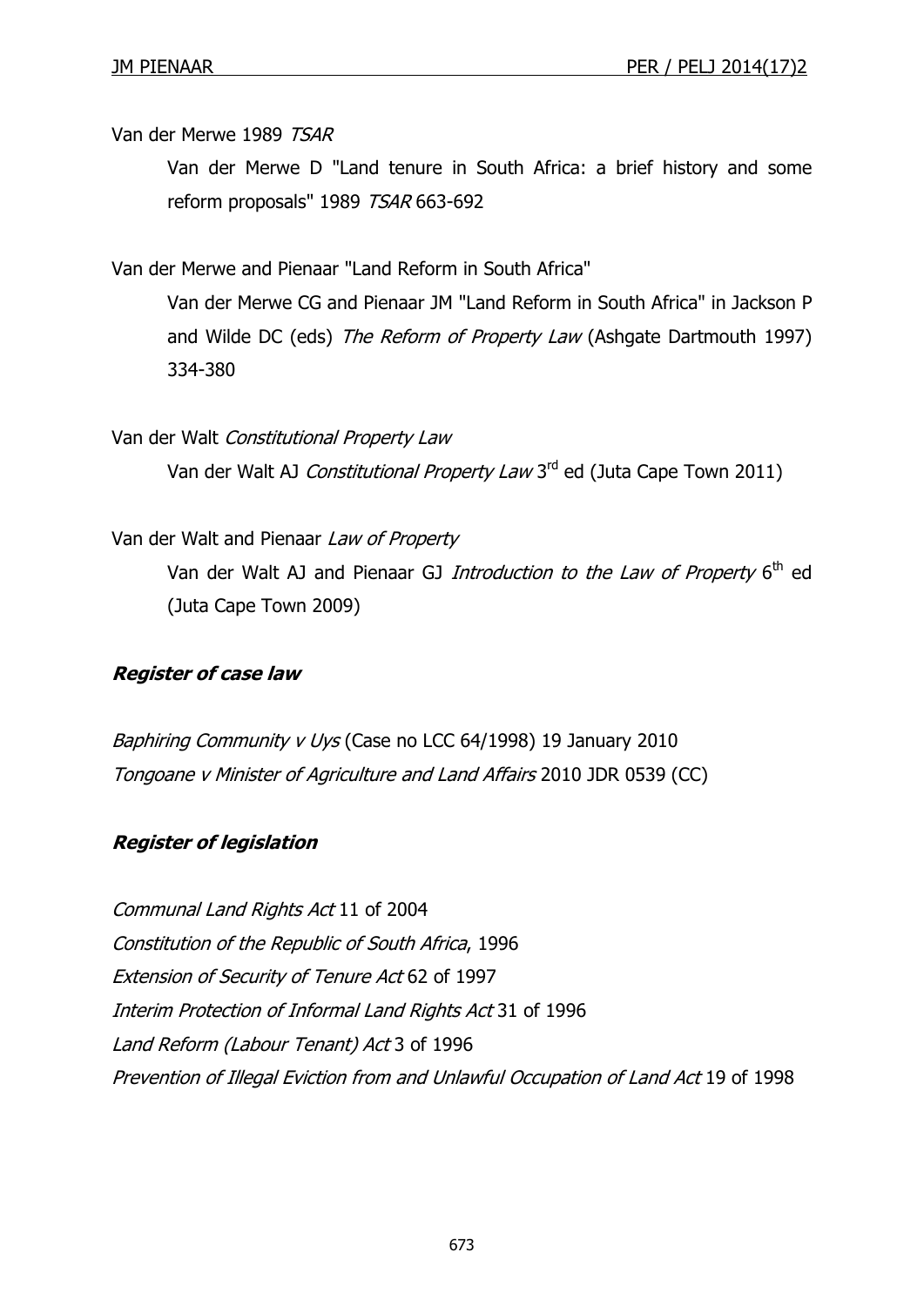Van der Merwe 1989 *TSAR*

Van der Merwe D "Land tenure in South Africa: a brief history and some reform proposals" 1989 *TSAR* 663-692

Van der Merwe and Pienaar "Land Reform in South Africa"

Van der Merwe CG and Pienaar JM "Land Reform in South Africa" in Jackson P and Wilde DC (eds) *The Reform of Property Law* (Ashgate Dartmouth 1997) 334-380

Van der Walt *Constitutional Property Law*

Van der Walt AJ *Constitutional Property Law* 3rd ed (Juta Cape Town 2011)

Van der Walt and Pienaar *Law of Property*

Van der Walt AJ and Pienaar GJ *Introduction to the Law of Property* 6th ed (Juta Cape Town 2009)

***Register of case law***

*Baphiring Community v Uys* (Case no LCC 64/1998) 19 January 2010
*Tongoane v Minister of Agriculture and Land Affairs* 2010 JDR 0539 (CC)

***Register of legislation***

*Communal Land Rights Act* 11 of 2004
*Constitution of the Republic of South Africa*, 1996
*Extension of Security of Tenure Act* 62 of 1997
*Interim Protection of Informal Land Rights Act* 31 of 1996
*Land Reform (Labour Tenant) Act* 3 of 1996
*Prevention of Illegal Eviction from and Unlawful Occupation of Land Act* 19 of 1998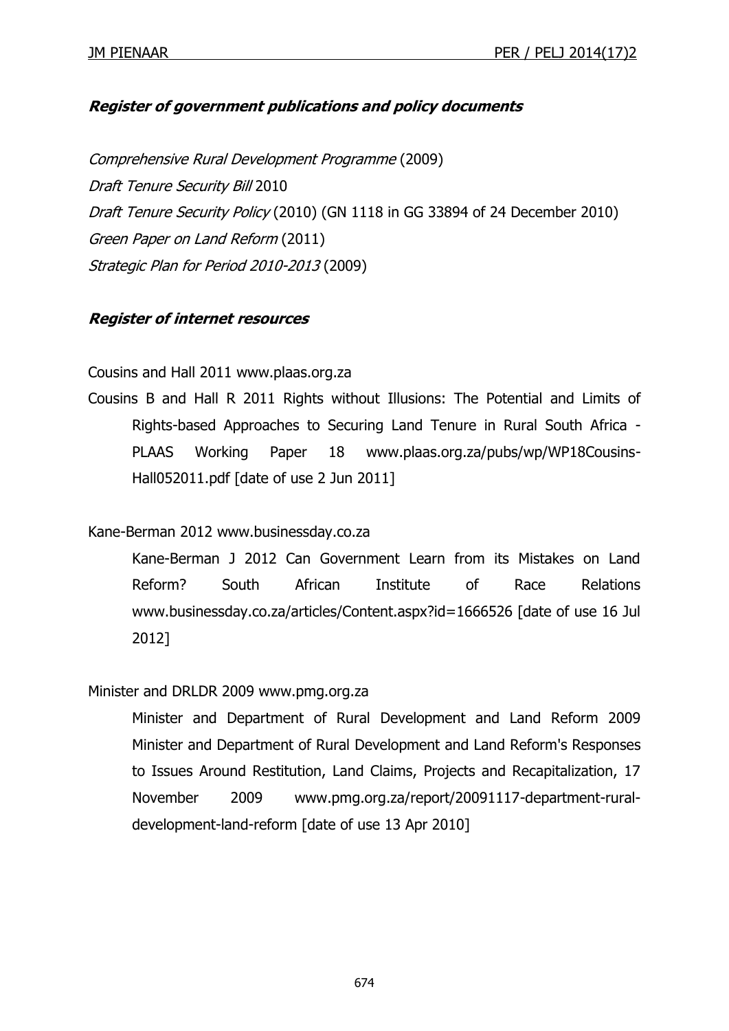***Register of government publications and policy documents***

*Comprehensive Rural Development Programme* (2009)

*Draft Tenure Security Bill* 2010

*Draft Tenure Security Policy* (2010) (GN 1118 in GG 33894 of 24 December 2010)

*Green Paper on Land Reform* (2011)

*Strategic Plan for Period 2010-2013* (2009)

***Register of internet resources***

Cousins and Hall 2011 www.plaas.org.za

Cousins B and Hall R 2011 Rights without Illusions: The Potential and Limits of Rights-based Approaches to Securing Land Tenure in Rural South Africa - PLAAS Working Paper 18 www.plaas.org.za/pubs/wp/WP18Cousins-Hall052011.pdf [date of use 2 Jun 2011]

Kane-Berman 2012 www.businessday.co.za

Kane-Berman J 2012 Can Government Learn from its Mistakes on Land Reform? South African Institute of Race Relations www.businessday.co.za/articles/Content.aspx?id=1666526 [date of use 16 Jul 2012]

Minister and DRLDR 2009 www.pmg.org.za

Minister and Department of Rural Development and Land Reform 2009 Minister and Department of Rural Development and Land Reform's Responses to Issues Around Restitution, Land Claims, Projects and Recapitalization, 17 November 2009 www.pmg.org.za/report/20091117-department-rural-development-land-reform [date of use 13 Apr 2010]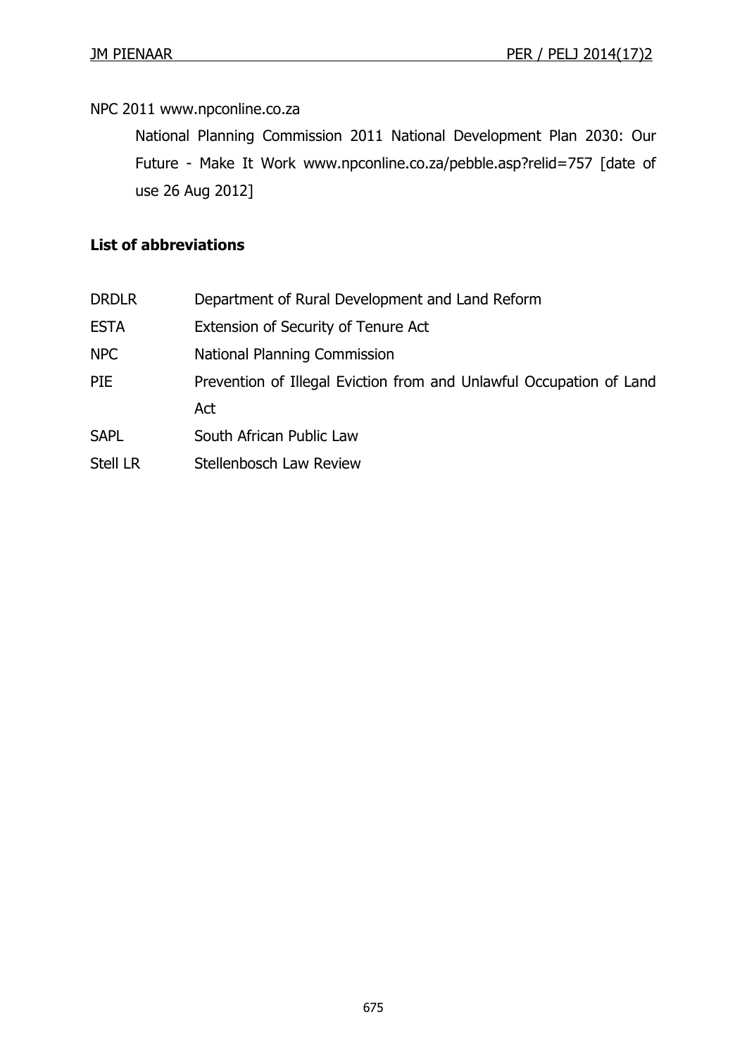NPC 2011 www.npconline.co.za

National Planning Commission 2011 National Development Plan 2030: Our Future - Make It Work www.npconline.co.za/pebble.asp?relid=757 [date of use 26 Aug 2012]

## List of abbreviations

| | |
|---|---|
| DRDLR | Department of Rural Development and Land Reform |
| ESTA | Extension of Security of Tenure Act |
| NPC | National Planning Commission |
| PIE | Prevention of Illegal Eviction from and Unlawful Occupation of Land Act |
| SAPL | South African Public Law |
| Stell LR | Stellenbosch Law Review |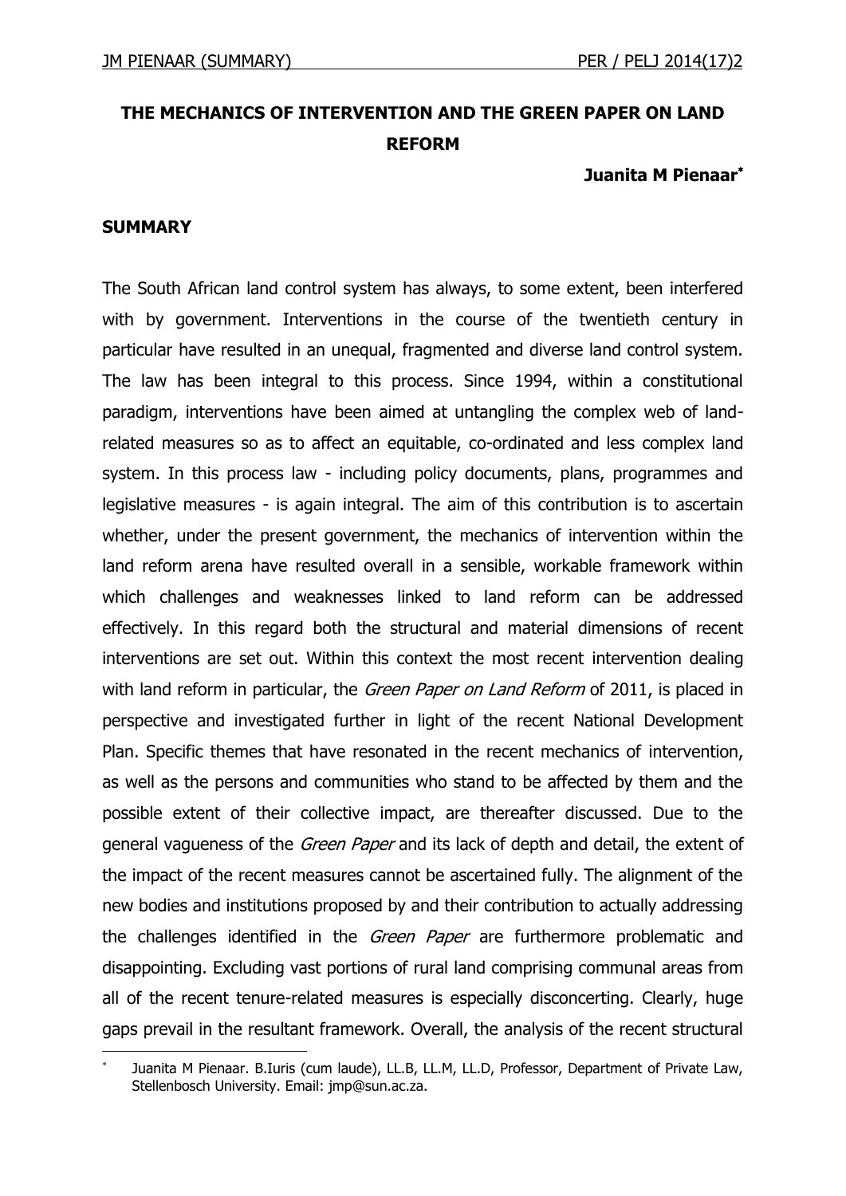# THE MECHANICS OF INTERVENTION AND THE GREEN PAPER ON LAND REFORM

**Juanita M Pienaar***

## SUMMARY

The South African land control system has always, to some extent, been interfered with by government. Interventions in the course of the twentieth century in particular have resulted in an unequal, fragmented and diverse land control system. The law has been integral to this process. Since 1994, within a constitutional paradigm, interventions have been aimed at untangling the complex web of land-related measures so as to affect an equitable, co-ordinated and less complex land system. In this process law - including policy documents, plans, programmes and legislative measures - is again integral. The aim of this contribution is to ascertain whether, under the present government, the mechanics of intervention within the land reform arena have resulted overall in a sensible, workable framework within which challenges and weaknesses linked to land reform can be addressed effectively. In this regard both the structural and material dimensions of recent interventions are set out. Within this context the most recent intervention dealing with land reform in particular, the *Green Paper on Land Reform* of 2011, is placed in perspective and investigated further in light of the recent National Development Plan. Specific themes that have resonated in the recent mechanics of intervention, as well as the persons and communities who stand to be affected by them and the possible extent of their collective impact, are thereafter discussed. Due to the general vagueness of the *Green Paper* and its lack of depth and detail, the extent of the impact of the recent measures cannot be ascertained fully. The alignment of the new bodies and institutions proposed by and their contribution to actually addressing the challenges identified in the *Green Paper* are furthermore problematic and disappointing. Excluding vast portions of rural land comprising communal areas from all of the recent tenure-related measures is especially disconcerting. Clearly, huge gaps prevail in the resultant framework. Overall, the analysis of the recent structural

---

* Juanita M Pienaar. B.Iuris (cum laude), LL.B, LL.M, LL.D, Professor, Department of Private Law, Stellenbosch University. Email: jmp@sun.ac.za.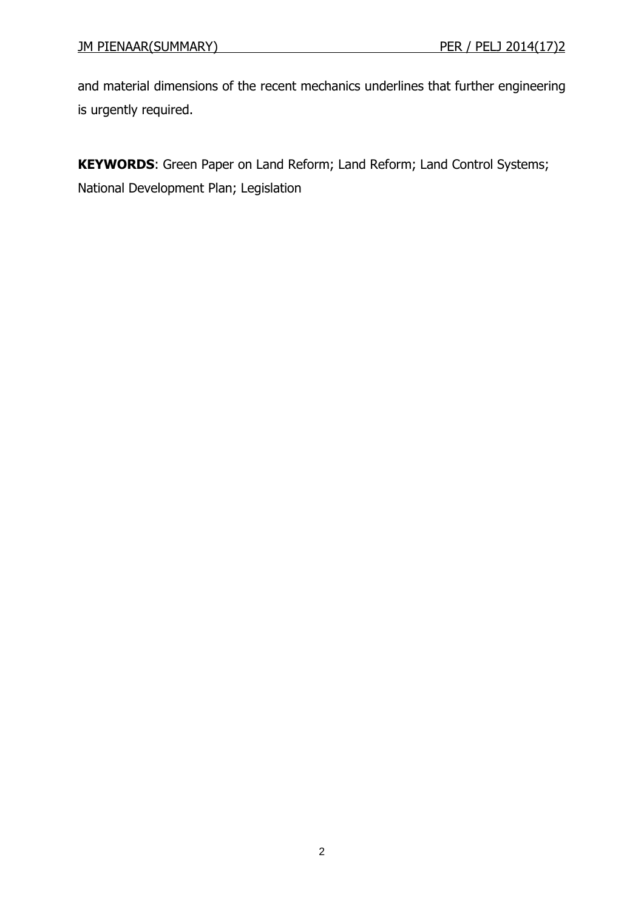and material dimensions of the recent mechanics underlines that further engineering is urgently required.

**KEYWORDS**: Green Paper on Land Reform; Land Reform; Land Control Systems; National Development Plan; Legislation